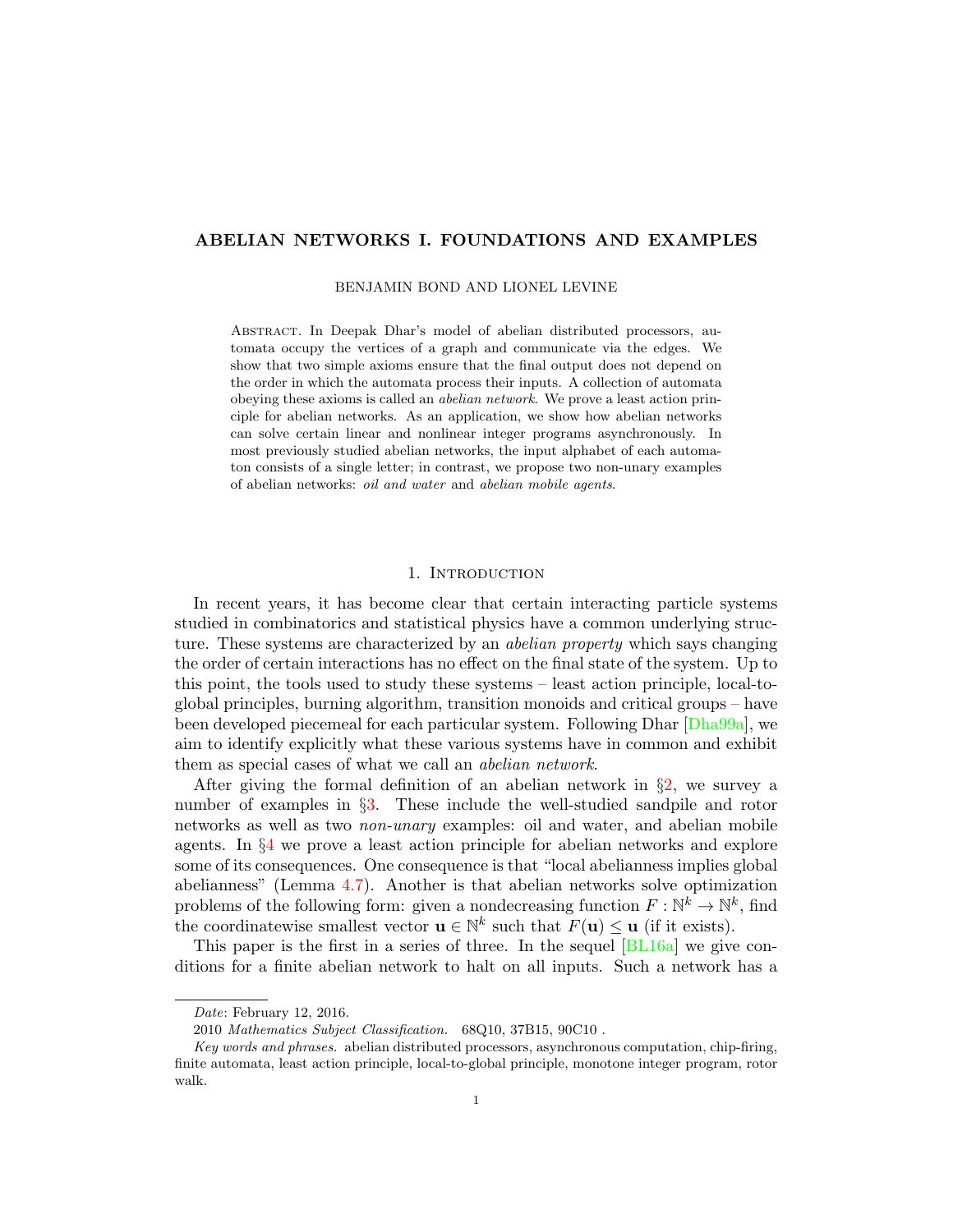# ABELIAN NETWORKS I. FOUNDATIONS AND EXAMPLES

BENJAMIN BOND AND LIONEL LEVINE

Abstract. In Deepak Dhar's model of abelian distributed processors, automata occupy the vertices of a graph and communicate via the edges. We show that two simple axioms ensure that the final output does not depend on the order in which the automata process their inputs. A collection of automata obeying these axioms is called an *abelian network*. We prove a least action principle for abelian networks. As an application, we show how abelian networks can solve certain linear and nonlinear integer programs asynchronously. In most previously studied abelian networks, the input alphabet of each automaton consists of a single letter; in contrast, we propose two non-unary examples of abelian networks: *oil and water* and *abelian mobile agents*.

## 1. Introduction

In recent years, it has become clear that certain interacting particle systems studied in combinatorics and statistical physics have a common underlying structure. These systems are characterized by an *abelian property* which says changing the order of certain interactions has no effect on the final state of the system. Up to this point, the tools used to study these systems – least action principle, local-to-global principles, burning algorithm, transition monoids and critical groups – have been developed piecemeal for each particular system. Following Dhar [Dha99a], we aim to identify explicitly what these various systems have in common and exhibit them as special cases of what we call an *abelian network*.

After giving the formal definition of an abelian network in §2, we survey a number of examples in §3. These include the well-studied sandpile and rotor networks as well as two *non-unary* examples: oil and water, and abelian mobile agents. In §4 we prove a least action principle for abelian networks and explore some of its consequences. One consequence is that "local abelianness implies global abelianness" (Lemma 4.7). Another is that abelian networks solve optimization problems of the following form: given a nondecreasing function $F : \mathbb{N}^k \to \mathbb{N}^k$, find the coordinatewise smallest vector $\mathbf{u} \in \mathbb{N}^k$ such that $F(\mathbf{u}) \leq \mathbf{u}$ (if it exists).

This paper is the first in a series of three. In the sequel [BL16a] we give conditions for a finite abelian network to halt on all inputs. Such a network has a

---

*Date*: February 12, 2016.

2010 *Mathematics Subject Classification.* 68Q10, 37B15, 90C10 .

*Key words and phrases.* abelian distributed processors, asynchronous computation, chip-firing, finite automata, least action principle, local-to-global principle, monotone integer program, rotor walk.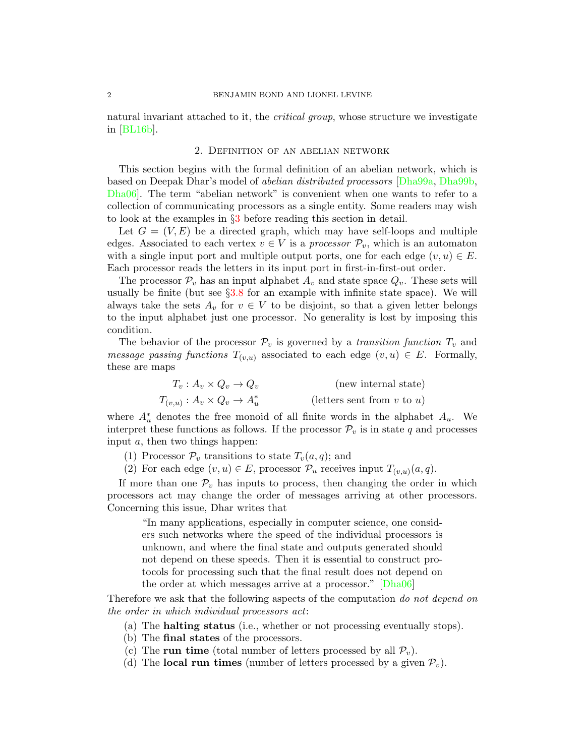natural invariant attached to it, the *critical group*, whose structure we investigate in [BL16b].

## 2. Definition of an abelian network

This section begins with the formal definition of an abelian network, which is based on Deepak Dhar's model of *abelian distributed processors* [Dha99a, Dha99b, Dha06]. The term "abelian network" is convenient when one wants to refer to a collection of communicating processors as a single entity. Some readers may wish to look at the examples in §3 before reading this section in detail.

Let $G = (V, E)$ be a directed graph, which may have self-loops and multiple edges. Associated to each vertex $v \in V$ is a *processor* $\mathcal{P}_v$, which is an automaton with a single input port and multiple output ports, one for each edge $(v, u) \in E$. Each processor reads the letters in its input port in first-in-first-out order.

The processor $\mathcal{P}_v$ has an input alphabet $A_v$ and state space $Q_v$. These sets will usually be finite (but see §3.8 for an example with infinite state space). We will always take the sets $A_v$ for $v \in V$ to be disjoint, so that a given letter belongs to the input alphabet just one processor. No generality is lost by imposing this condition.

The behavior of the processor $\mathcal{P}_v$ is governed by a *transition function* $T_v$ and *message passing functions* $T_{(v,u)}$ associated to each edge $(v, u) \in E$. Formally, these are maps

$$T_v : A_v \times Q_v \to Q_v \qquad \text{(new internal state)}$$

$$T_{(v,u)} : A_v \times Q_v \to A_u^* \qquad \text{(letters sent from } v \text{ to } u\text{)}$$

where $A_u^*$ denotes the free monoid of all finite words in the alphabet $A_u$. We interpret these functions as follows. If the processor $\mathcal{P}_v$ is in state $q$ and processes input $a$, then two things happen:

1. Processor $\mathcal{P}_v$ transitions to state $T_v(a, q)$; and
2. For each edge $(v, u) \in E$, processor $\mathcal{P}_u$ receives input $T_{(v,u)}(a, q)$.

If more than one $\mathcal{P}_v$ has inputs to process, then changing the order in which processors act may change the order of messages arriving at other processors. Concerning this issue, Dhar writes that

> "In many applications, especially in computer science, one considers such networks where the speed of the individual processors is unknown, and where the final state and outputs generated should not depend on these speeds. Then it is essential to construct protocols for processing such that the final result does not depend on the order at which messages arrive at a processor." [Dha06]

Therefore we ask that the following aspects of the computation *do not depend on the order in which individual processors act*:

(a) The **halting status** (i.e., whether or not processing eventually stops).
(b) The **final states** of the processors.
(c) The **run time** (total number of letters processed by all $\mathcal{P}_v$).
(d) The **local run times** (number of letters processed by a given $\mathcal{P}_v$).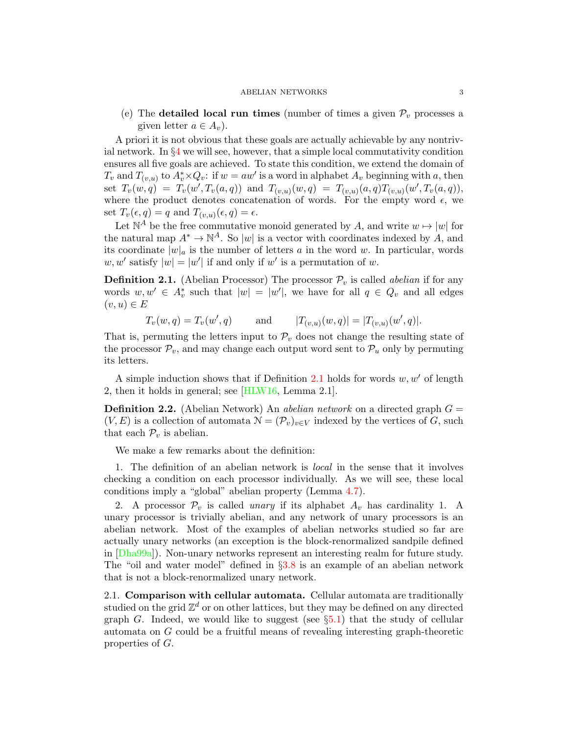(e) The **detailed local run times** (number of times a given $\mathcal{P}_v$ processes a given letter $a \in A_v$).

A priori it is not obvious that these goals are actually achievable by any nontrivial network. In §4 we will see, however, that a simple local commutativity condition ensures all five goals are achieved. To state this condition, we extend the domain of $T_v$ and $T_{(v,u)}$ to $A_v^* \times Q_v$: if $w = aw'$ is a word in alphabet $A_v$ beginning with $a$, then set $T_v(w,q) = T_v(w', T_v(a,q))$ and $T_{(v,u)}(w,q) = T_{(v,u)}(a,q)T_{(v,u)}(w', T_v(a,q))$, where the product denotes concatenation of words. For the empty word $\epsilon$, we set $T_v(\epsilon, q) = q$ and $T_{(v,u)}(\epsilon, q) = \epsilon$.

Let $\mathbb{N}^A$ be the free commutative monoid generated by $A$, and write $w \mapsto |w|$ for the natural map $A^* \to \mathbb{N}^A$. So $|w|$ is a vector with coordinates indexed by $A$, and its coordinate $|w|_a$ is the number of letters $a$ in the word $w$. In particular, words $w, w'$ satisfy $|w| = |w'|$ if and only if $w'$ is a permutation of $w$.

**Definition 2.1.** (Abelian Processor) The processor $\mathcal{P}_v$ is called *abelian* if for any words $w, w' \in A_v^*$ such that $|w| = |w'|$, we have for all $q \in Q_v$ and all edges $(v,u) \in E$

$$T_v(w,q) = T_v(w',q) \qquad \text{and} \qquad |T_{(v,u)}(w,q)| = |T_{(v,u)}(w',q)|.$$

That is, permuting the letters input to $\mathcal{P}_v$ does not change the resulting state of the processor $\mathcal{P}_v$, and may change each output word sent to $\mathcal{P}_u$ only by permuting its letters.

A simple induction shows that if Definition 2.1 holds for words $w, w'$ of length 2, then it holds in general; see [HLW16, Lemma 2.1].

**Definition 2.2.** (Abelian Network) An *abelian network* on a directed graph $G = (V, E)$ is a collection of automata $\mathcal{N} = (\mathcal{P}_v)_{v \in V}$ indexed by the vertices of $G$, such that each $\mathcal{P}_v$ is abelian.

We make a few remarks about the definition:

1. The definition of an abelian network is *local* in the sense that it involves checking a condition on each processor individually. As we will see, these local conditions imply a "global" abelian property (Lemma 4.7).

2. A processor $\mathcal{P}_v$ is called *unary* if its alphabet $A_v$ has cardinality 1. A unary processor is trivially abelian, and any network of unary processors is an abelian network. Most of the examples of abelian networks studied so far are actually unary networks (an exception is the block-renormalized sandpile defined in [Dha99a]). Non-unary networks represent an interesting realm for future study. The "oil and water model" defined in §3.8 is an example of an abelian network that is not a block-renormalized unary network.

2.1. **Comparison with cellular automata.** Cellular automata are traditionally studied on the grid $\mathbb{Z}^d$ or on other lattices, but they may be defined on any directed graph $G$. Indeed, we would like to suggest (see §5.1) that the study of cellular automata on $G$ could be a fruitful means of revealing interesting graph-theoretic properties of $G$.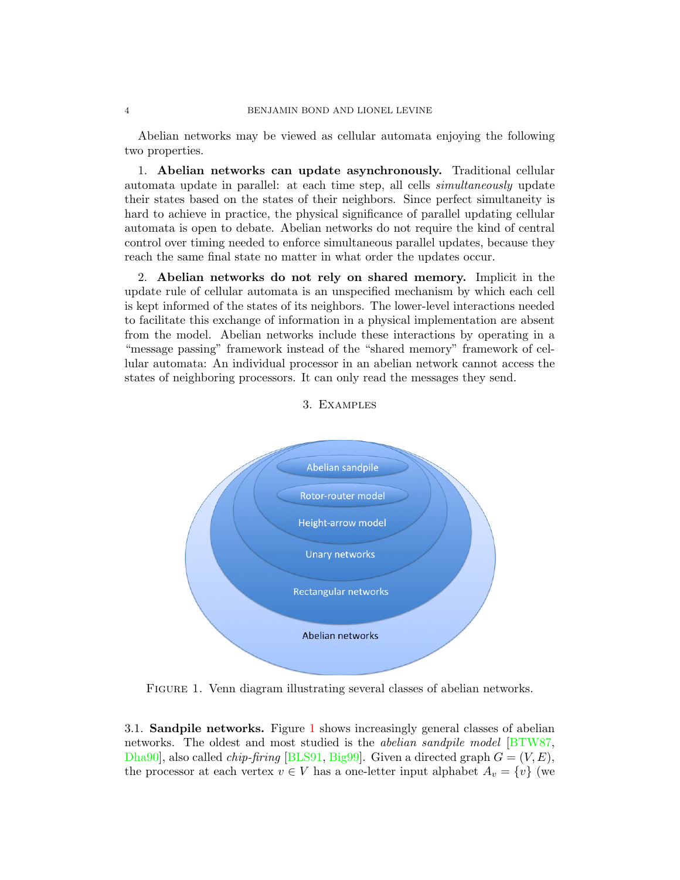Abelian networks may be viewed as cellular automata enjoying the following two properties.

1. **Abelian networks can update asynchronously.** Traditional cellular automata update in parallel: at each time step, all cells *simultaneously* update their states based on the states of their neighbors. Since perfect simultaneity is hard to achieve in practice, the physical significance of parallel updating cellular automata is open to debate. Abelian networks do not require the kind of central control over timing needed to enforce simultaneous parallel updates, because they reach the same final state no matter in what order the updates occur.

2. **Abelian networks do not rely on shared memory.** Implicit in the update rule of cellular automata is an unspecified mechanism by which each cell is kept informed of the states of its neighbors. The lower-level interactions needed to facilitate this exchange of information in a physical implementation are absent from the model. Abelian networks include these interactions by operating in a "message passing" framework instead of the "shared memory" framework of cellular automata: An individual processor in an abelian network cannot access the states of neighboring processors. It can only read the messages they send.

## 3. Examples

Figure 1. Venn diagram illustrating several classes of abelian networks.

3.1. **Sandpile networks.** Figure 1 shows increasingly general classes of abelian networks. The oldest and most studied is the *abelian sandpile model* [BTW87, Dha90], also called *chip-firing* [BLS91, Big99]. Given a directed graph $G = (V, E)$, the processor at each vertex $v \in V$ has a one-letter input alphabet $A_v = \{v\}$ (we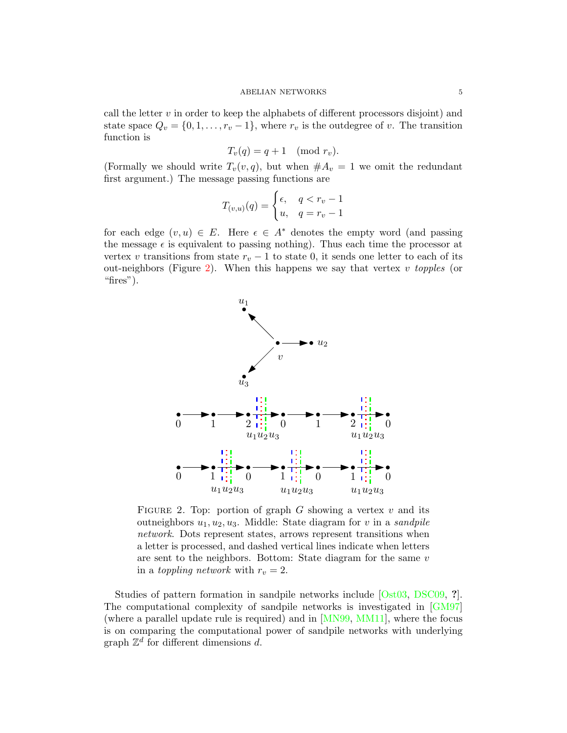call the letter $v$ in order to keep the alphabets of different processors disjoint) and state space $Q_v = \{0, 1, \ldots, r_v - 1\}$, where $r_v$ is the outdegree of $v$. The transition function is

$$T_v(q) = q + 1 \pmod{r_v}.$$

(Formally we should write $T_v(v, q)$, but when $\#A_v = 1$ we omit the redundant first argument.) The message passing functions are

$$T_{(v,u)}(q) = \begin{cases} \epsilon, & q < r_v - 1 \\ u, & q = r_v - 1 \end{cases}$$

for each edge $(v, u) \in E$. Here $\epsilon \in A^*$ denotes the empty word (and passing the message $\epsilon$ is equivalent to passing nothing). Thus each time the processor at vertex $v$ transitions from state $r_v - 1$ to state 0, it sends one letter to each of its out-neighbors (Figure 2). When this happens we say that vertex $v$ *topples* (or "fires").

FIGURE 2. Top: portion of graph $G$ showing a vertex $v$ and its outneighbors $u_1, u_2, u_3$. Middle: State diagram for $v$ in a *sandpile network*. Dots represent states, arrows represent transitions when a letter is processed, and dashed vertical lines indicate when letters are sent to the neighbors. Bottom: State diagram for the same $v$ in a *toppling network* with $r_v = 2$.

Studies of pattern formation in sandpile networks include [Ost03, DSC09, **?**]. The computational complexity of sandpile networks is investigated in [GM97] (where a parallel update rule is required) and in [MN99, MM11], where the focus is on comparing the computational power of sandpile networks with underlying graph $\mathbb{Z}^d$ for different dimensions $d$.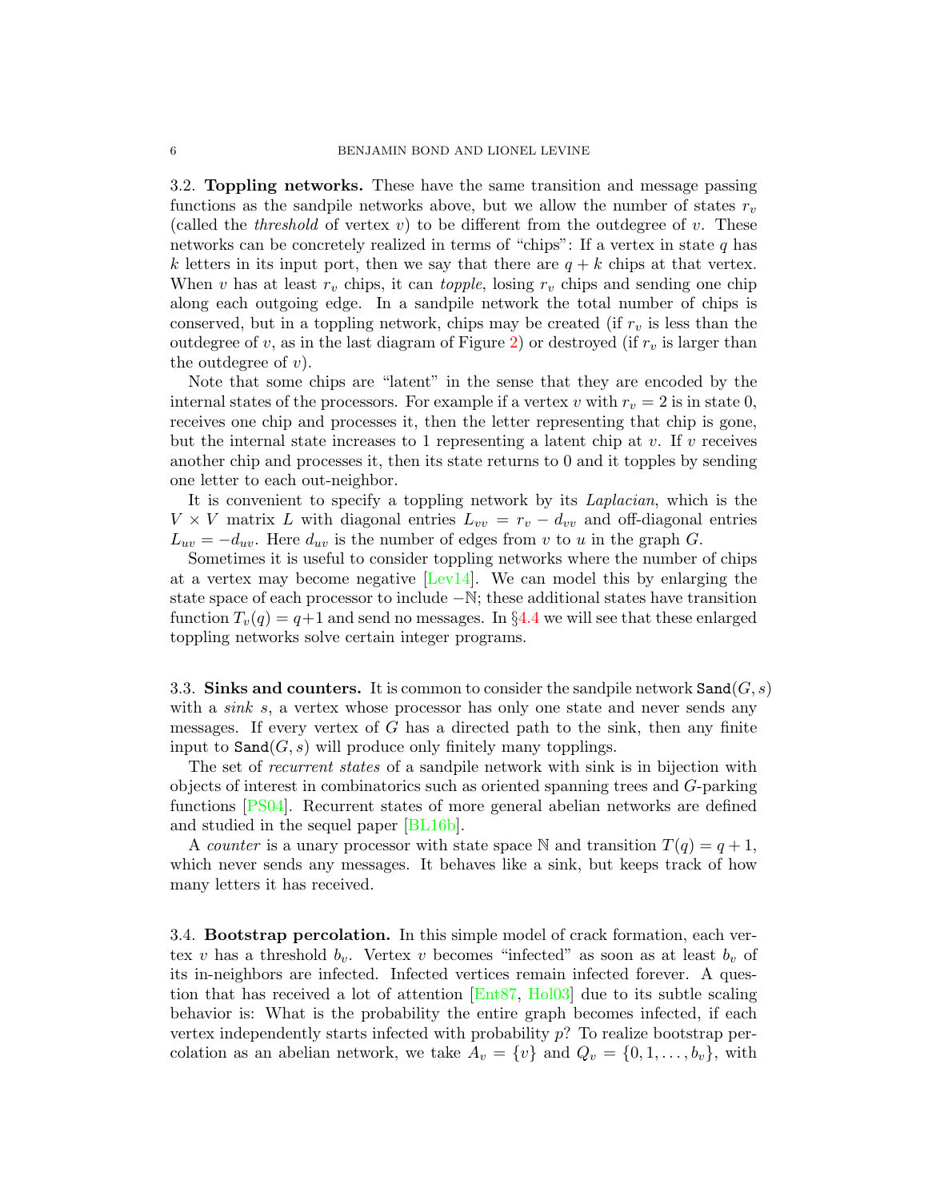3.2. **Toppling networks.** These have the same transition and message passing functions as the sandpile networks above, but we allow the number of states $r_v$ (called the *threshold* of vertex $v$) to be different from the outdegree of $v$. These networks can be concretely realized in terms of "chips": If a vertex in state $q$ has $k$ letters in its input port, then we say that there are $q + k$ chips at that vertex. When $v$ has at least $r_v$ chips, it can *topple*, losing $r_v$ chips and sending one chip along each outgoing edge. In a sandpile network the total number of chips is conserved, but in a toppling network, chips may be created (if $r_v$ is less than the outdegree of $v$, as in the last diagram of Figure 2) or destroyed (if $r_v$ is larger than the outdegree of $v$).

Note that some chips are "latent" in the sense that they are encoded by the internal states of the processors. For example if a vertex $v$ with $r_v = 2$ is in state 0, receives one chip and processes it, then the letter representing that chip is gone, but the internal state increases to 1 representing a latent chip at $v$. If $v$ receives another chip and processes it, then its state returns to 0 and it topples by sending one letter to each out-neighbor.

It is convenient to specify a toppling network by its *Laplacian*, which is the $V \times V$ matrix $L$ with diagonal entries $L_{vv} = r_v - d_{vv}$ and off-diagonal entries $L_{uv} = -d_{uv}$. Here $d_{uv}$ is the number of edges from $v$ to $u$ in the graph $G$.

Sometimes it is useful to consider toppling networks where the number of chips at a vertex may become negative [Lev14]. We can model this by enlarging the state space of each processor to include $-\mathbb{N}$; these additional states have transition function $T_v(q) = q+1$ and send no messages. In §4.4 we will see that these enlarged toppling networks solve certain integer programs.

3.3. **Sinks and counters.** It is common to consider the sandpile network $\mathtt{Sand}(G, s)$ with a *sink* $s$, a vertex whose processor has only one state and never sends any messages. If every vertex of $G$ has a directed path to the sink, then any finite input to $\mathtt{Sand}(G, s)$ will produce only finitely many topplings.

The set of *recurrent states* of a sandpile network with sink is in bijection with objects of interest in combinatorics such as oriented spanning trees and $G$-parking functions [PS04]. Recurrent states of more general abelian networks are defined and studied in the sequel paper [BL16b].

A *counter* is a unary processor with state space $\mathbb{N}$ and transition $T(q) = q + 1$, which never sends any messages. It behaves like a sink, but keeps track of how many letters it has received.

3.4. **Bootstrap percolation.** In this simple model of crack formation, each vertex $v$ has a threshold $b_v$. Vertex $v$ becomes "infected" as soon as at least $b_v$ of its in-neighbors are infected. Infected vertices remain infected forever. A question that has received a lot of attention [Ent87, Hol03] due to its subtle scaling behavior is: What is the probability the entire graph becomes infected, if each vertex independently starts infected with probability $p$? To realize bootstrap percolation as an abelian network, we take $A_v = \{v\}$ and $Q_v = \{0, 1, \ldots, b_v\}$, with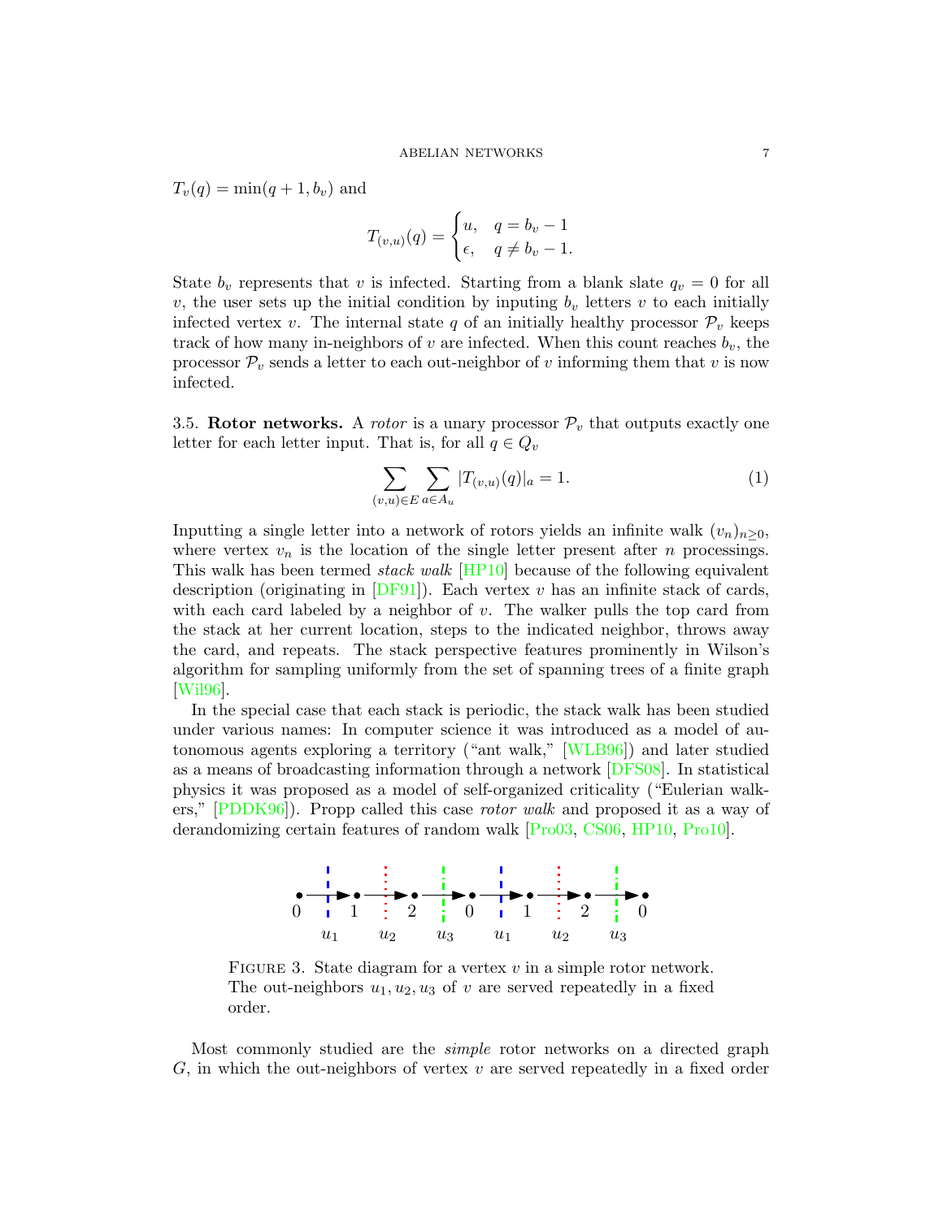$T_v(q) = \min(q+1, b_v)$ and

$$T_{(v,u)}(q) = \begin{cases} u, & q = b_v - 1 \\ \epsilon, & q \neq b_v - 1. \end{cases}$$

State $b_v$ represents that $v$ is infected. Starting from a blank slate $q_v = 0$ for all $v$, the user sets up the initial condition by inputing $b_v$ letters $v$ to each initially infected vertex $v$. The internal state $q$ of an initially healthy processor $\mathcal{P}_v$ keeps track of how many in-neighbors of $v$ are infected. When this count reaches $b_v$, the processor $\mathcal{P}_v$ sends a letter to each out-neighbor of $v$ informing them that $v$ is now infected.

3.5. **Rotor networks.** A *rotor* is a unary processor $\mathcal{P}_v$ that outputs exactly one letter for each letter input. That is, for all $q \in Q_v$

$$\sum_{(v,u)\in E} \sum_{a \in A_u} |T_{(v,u)}(q)|_a = 1. \tag{1}$$

Inputting a single letter into a network of rotors yields an infinite walk $(v_n)_{n\geq 0}$, where vertex $v_n$ is the location of the single letter present after $n$ processings. This walk has been termed *stack walk* [HP10] because of the following equivalent description (originating in [DF91]). Each vertex $v$ has an infinite stack of cards, with each card labeled by a neighbor of $v$. The walker pulls the top card from the stack at her current location, steps to the indicated neighbor, throws away the card, and repeats. The stack perspective features prominently in Wilson's algorithm for sampling uniformly from the set of spanning trees of a finite graph [Wil96].

In the special case that each stack is periodic, the stack walk has been studied under various names: In computer science it was introduced as a model of autonomous agents exploring a territory ("ant walk," [WLB96]) and later studied as a means of broadcasting information through a network [DFS08]. In statistical physics it was proposed as a model of self-organized criticality ("Eulerian walkers," [PDDK96]). Propp called this case *rotor walk* and proposed it as a way of derandomizing certain features of random walk [Pro03, CS06, HP10, Pro10].

FIGURE 3. State diagram for a vertex $v$ in a simple rotor network. The out-neighbors $u_1, u_2, u_3$ of $v$ are served repeatedly in a fixed order.

Most commonly studied are the *simple* rotor networks on a directed graph $G$, in which the out-neighbors of vertex $v$ are served repeatedly in a fixed order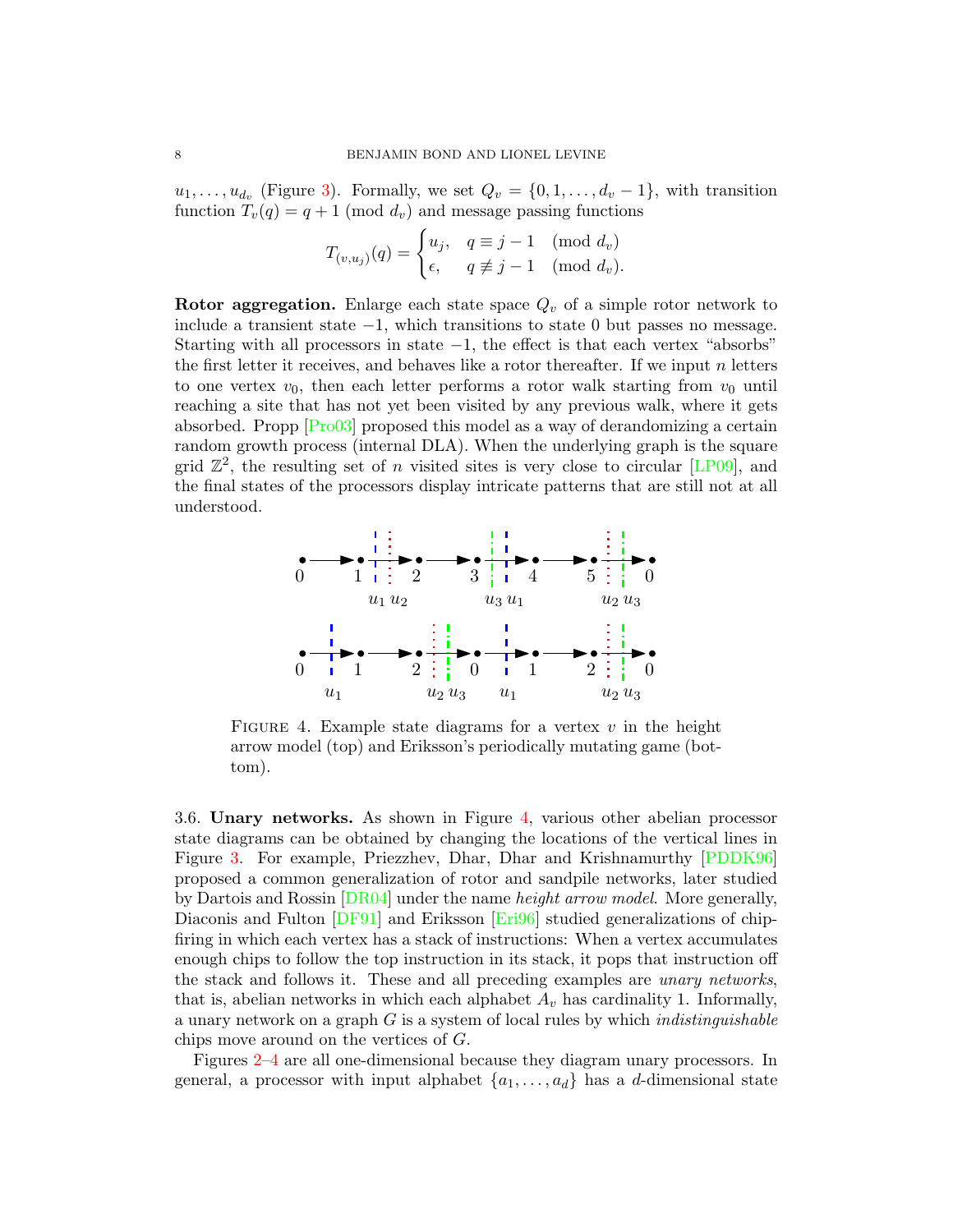$u_1, \ldots, u_{d_v}$ (Figure 3). Formally, we set $Q_v = \{0, 1, \ldots, d_v - 1\}$, with transition function $T_v(q) = q + 1 \pmod{d_v}$ and message passing functions

$$T_{(v,u_j)}(q) = \begin{cases} u_j, & q \equiv j - 1 \pmod{d_v} \\ \epsilon, & q \not\equiv j - 1 \pmod{d_v}. \end{cases}$$

**Rotor aggregation.** Enlarge each state space $Q_v$ of a simple rotor network to include a transient state $-1$, which transitions to state 0 but passes no message. Starting with all processors in state $-1$, the effect is that each vertex "absorbs" the first letter it receives, and behaves like a rotor thereafter. If we input $n$ letters to one vertex $v_0$, then each letter performs a rotor walk starting from $v_0$ until reaching a site that has not yet been visited by any previous walk, where it gets absorbed. Propp [Pro03] proposed this model as a way of derandomizing a certain random growth process (internal DLA). When the underlying graph is the square grid $\mathbb{Z}^2$, the resulting set of $n$ visited sites is very close to circular [LP09], and the final states of the processors display intricate patterns that are still not at all understood.

FIGURE 4. Example state diagrams for a vertex $v$ in the height arrow model (top) and Eriksson's periodically mutating game (bottom).

3.6. **Unary networks.** As shown in Figure 4, various other abelian processor state diagrams can be obtained by changing the locations of the vertical lines in Figure 3. For example, Priezzhev, Dhar, Dhar and Krishnamurthy [PDDK96] proposed a common generalization of rotor and sandpile networks, later studied by Dartois and Rossin [DR04] under the name *height arrow model*. More generally, Diaconis and Fulton [DF91] and Eriksson [Eri96] studied generalizations of chip-firing in which each vertex has a stack of instructions: When a vertex accumulates enough chips to follow the top instruction in its stack, it pops that instruction off the stack and follows it. These and all preceding examples are *unary networks*, that is, abelian networks in which each alphabet $A_v$ has cardinality 1. Informally, a unary network on a graph $G$ is a system of local rules by which *indistinguishable* chips move around on the vertices of $G$.

Figures 2–4 are all one-dimensional because they diagram unary processors. In general, a processor with input alphabet $\{a_1, \ldots, a_d\}$ has a $d$-dimensional state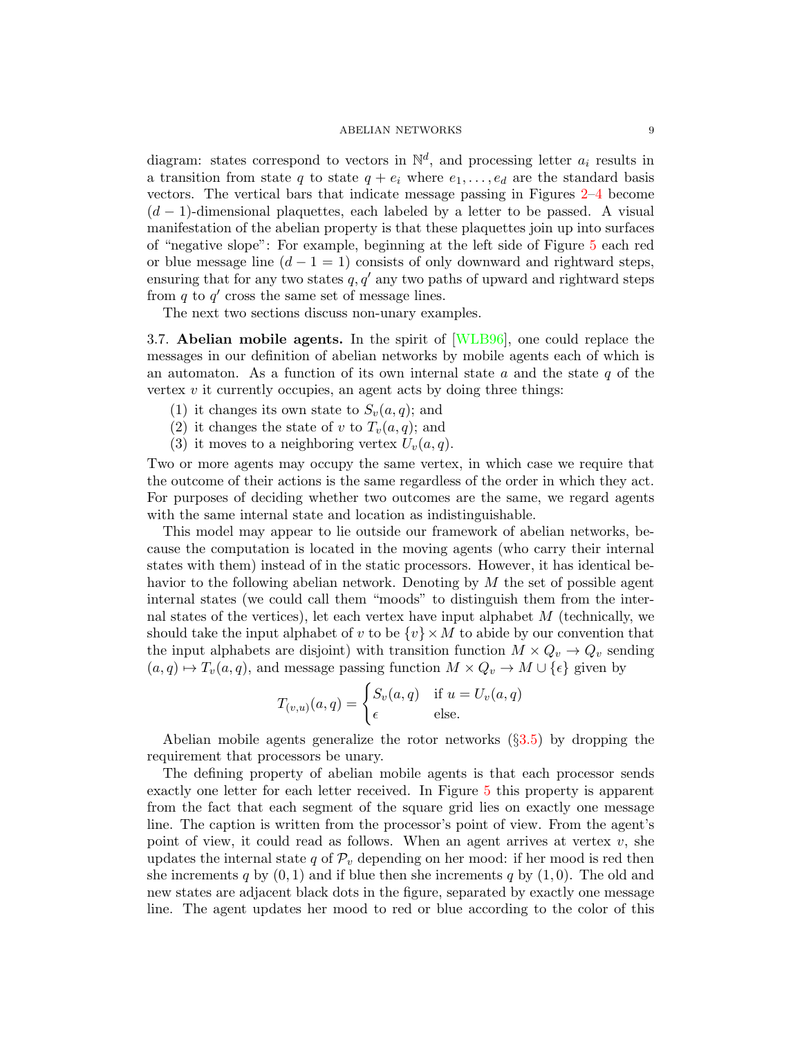diagram: states correspond to vectors in $\mathbb{N}^d$, and processing letter $a_i$ results in a transition from state $q$ to state $q + e_i$ where $e_1, \ldots, e_d$ are the standard basis vectors. The vertical bars that indicate message passing in Figures 2–4 become $(d-1)$-dimensional plaquettes, each labeled by a letter to be passed. A visual manifestation of the abelian property is that these plaquettes join up into surfaces of "negative slope": For example, beginning at the left side of Figure 5 each red or blue message line $(d - 1 = 1)$ consists of only downward and rightward steps, ensuring that for any two states $q, q'$ any two paths of upward and rightward steps from $q$ to $q'$ cross the same set of message lines.

The next two sections discuss non-unary examples.

**3.7. Abelian mobile agents.** In the spirit of [WLB96], one could replace the messages in our definition of abelian networks by mobile agents each of which is an automaton. As a function of its own internal state $a$ and the state $q$ of the vertex $v$ it currently occupies, an agent acts by doing three things:

1. it changes its own state to $S_v(a, q)$; and
2. it changes the state of $v$ to $T_v(a, q)$; and
3. it moves to a neighboring vertex $U_v(a, q)$.

Two or more agents may occupy the same vertex, in which case we require that the outcome of their actions is the same regardless of the order in which they act. For purposes of deciding whether two outcomes are the same, we regard agents with the same internal state and location as indistinguishable.

This model may appear to lie outside our framework of abelian networks, because the computation is located in the moving agents (who carry their internal states with them) instead of in the static processors. However, it has identical behavior to the following abelian network. Denoting by $M$ the set of possible agent internal states (we could call them "moods" to distinguish them from the internal states of the vertices), let each vertex have input alphabet $M$ (technically, we should take the input alphabet of $v$ to be $\{v\} \times M$ to abide by our convention that the input alphabets are disjoint) with transition function $M \times Q_v \to Q_v$ sending $(a, q) \mapsto T_v(a, q)$, and message passing function $M \times Q_v \to M \cup \{\epsilon\}$ given by

$$T_{(v,u)}(a, q) = \begin{cases} S_v(a, q) & \text{if } u = U_v(a, q) \\ \epsilon & \text{else.} \end{cases}$$

Abelian mobile agents generalize the rotor networks (§3.5) by dropping the requirement that processors be unary.

The defining property of abelian mobile agents is that each processor sends exactly one letter for each letter received. In Figure 5 this property is apparent from the fact that each segment of the square grid lies on exactly one message line. The caption is written from the processor's point of view. From the agent's point of view, it could read as follows. When an agent arrives at vertex $v$, she updates the internal state $q$ of $\mathcal{P}_v$ depending on her mood: if her mood is red then she increments $q$ by $(0, 1)$ and if blue then she increments $q$ by $(1, 0)$. The old and new states are adjacent black dots in the figure, separated by exactly one message line. The agent updates her mood to red or blue according to the color of this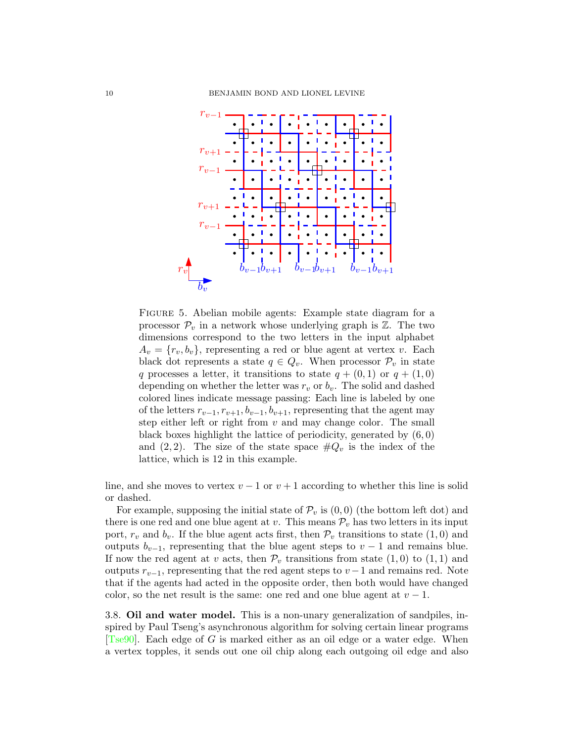FIGURE 5. Abelian mobile agents: Example state diagram for a processor $\mathcal{P}_v$ in a network whose underlying graph is $\mathbb{Z}$. The two dimensions correspond to the two letters in the input alphabet $A_v = \{r_v, b_v\}$, representing a red or blue agent at vertex $v$. Each black dot represents a state $q \in Q_v$. When processor $\mathcal{P}_v$ in state $q$ processes a letter, it transitions to state $q + (0, 1)$ or $q + (1, 0)$ depending on whether the letter was $r_v$ or $b_v$. The solid and dashed colored lines indicate message passing: Each line is labeled by one of the letters $r_{v-1}, r_{v+1}, b_{v-1}, b_{v+1}$, representing that the agent may step either left or right from $v$ and may change color. The small black boxes highlight the lattice of periodicity, generated by $(6, 0)$ and $(2, 2)$. The size of the state space $\#Q_v$ is the index of the lattice, which is 12 in this example.

line, and she moves to vertex $v - 1$ or $v + 1$ according to whether this line is solid or dashed.

For example, supposing the initial state of $\mathcal{P}_v$ is $(0, 0)$ (the bottom left dot) and there is one red and one blue agent at $v$. This means $\mathcal{P}_v$ has two letters in its input port, $r_v$ and $b_v$. If the blue agent acts first, then $\mathcal{P}_v$ transitions to state $(1, 0)$ and outputs $b_{v-1}$, representing that the blue agent steps to $v - 1$ and remains blue. If now the red agent at $v$ acts, then $\mathcal{P}_v$ transitions from state $(1, 0)$ to $(1, 1)$ and outputs $r_{v-1}$, representing that the red agent steps to $v-1$ and remains red. Note that if the agents had acted in the opposite order, then both would have changed color, so the net result is the same: one red and one blue agent at $v - 1$.

3.8. **Oil and water model.** This is a non-unary generalization of sandpiles, inspired by Paul Tseng's asynchronous algorithm for solving certain linear programs [Tse90]. Each edge of $G$ is marked either as an oil edge or a water edge. When a vertex topples, it sends out one oil chip along each outgoing oil edge and also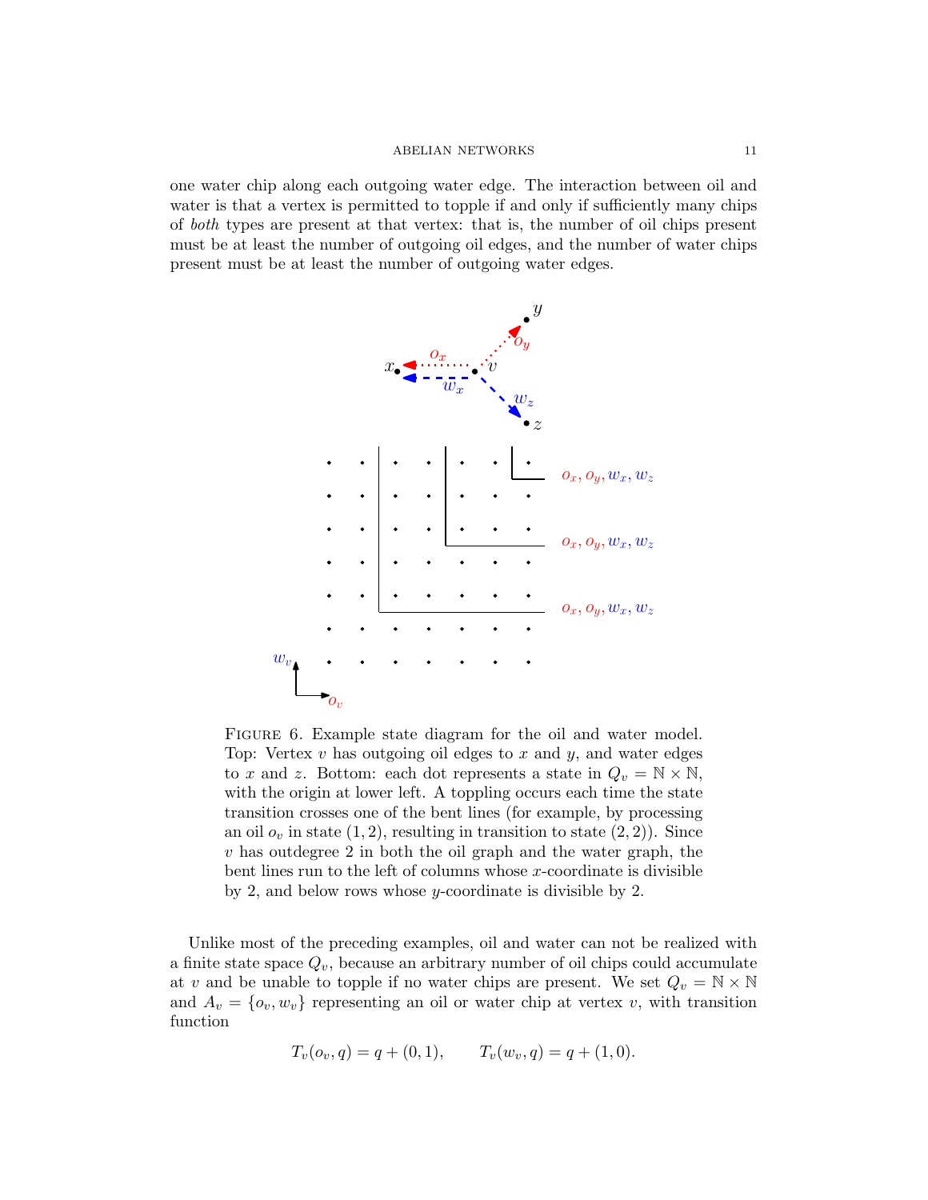one water chip along each outgoing water edge. The interaction between oil and water is that a vertex is permitted to topple if and only if sufficiently many chips of *both* types are present at that vertex: that is, the number of oil chips present must be at least the number of outgoing oil edges, and the number of water chips present must be at least the number of outgoing water edges.

FIGURE 6. Example state diagram for the oil and water model. Top: Vertex $v$ has outgoing oil edges to $x$ and $y$, and water edges to $x$ and $z$. Bottom: each dot represents a state in $Q_v = \mathbb{N} \times \mathbb{N}$, with the origin at lower left. A toppling occurs each time the state transition crosses one of the bent lines (for example, by processing an oil $o_v$ in state $(1,2)$, resulting in transition to state $(2,2)$). Since $v$ has outdegree 2 in both the oil graph and the water graph, the bent lines run to the left of columns whose $x$-coordinate is divisible by 2, and below rows whose $y$-coordinate is divisible by 2.

Unlike most of the preceding examples, oil and water can not be realized with a finite state space $Q_v$, because an arbitrary number of oil chips could accumulate at $v$ and be unable to topple if no water chips are present. We set $Q_v = \mathbb{N} \times \mathbb{N}$ and $A_v = \{o_v, w_v\}$ representing an oil or water chip at vertex $v$, with transition function

$$T_v(o_v, q) = q + (0,1), \qquad T_v(w_v, q) = q + (1,0).$$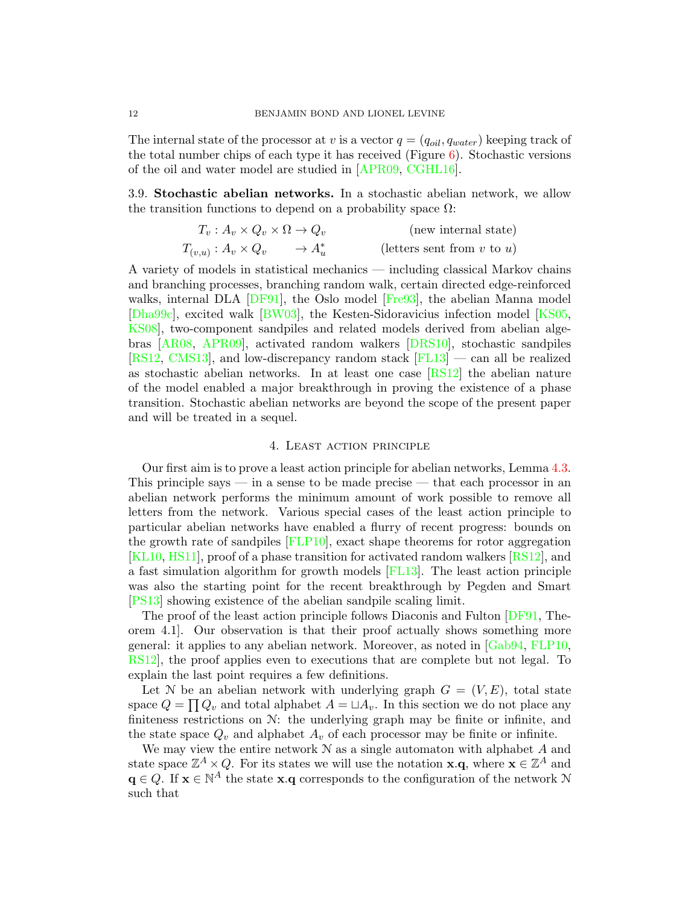The internal state of the processor at $v$ is a vector $q = (q_{oil}, q_{water})$ keeping track of the total number chips of each type it has received (Figure 6). Stochastic versions of the oil and water model are studied in [APR09, CGHL16].

**3.9. Stochastic abelian networks.** In a stochastic abelian network, we allow the transition functions to depend on a probability space $\Omega$:

$$
\begin{aligned}
T_v : A_v \times Q_v \times \Omega &\to Q_v && \text{(new internal state)} \\
T_{(v,u)} : A_v \times Q_v \quad\quad &\to A_u^* && \text{(letters sent from } v \text{ to } u\text{)}
\end{aligned}
$$

A variety of models in statistical mechanics — including classical Markov chains and branching processes, branching random walk, certain directed edge-reinforced walks, internal DLA [DF91], the Oslo model [Fre93], the abelian Manna model [Dha99c], excited walk [BW03], the Kesten-Sidoravicius infection model [KS05, KS08], two-component sandpiles and related models derived from abelian algebras [AR08, APR09], activated random walkers [DRS10], stochastic sandpiles [RS12, CMS13], and low-discrepancy random stack [FL13] — can all be realized as stochastic abelian networks. In at least one case [RS12] the abelian nature of the model enabled a major breakthrough in proving the existence of a phase transition. Stochastic abelian networks are beyond the scope of the present paper and will be treated in a sequel.

## 4. Least action principle

Our first aim is to prove a least action principle for abelian networks, Lemma 4.3. This principle says — in a sense to be made precise — that each processor in an abelian network performs the minimum amount of work possible to remove all letters from the network. Various special cases of the least action principle to particular abelian networks have enabled a flurry of recent progress: bounds on the growth rate of sandpiles [FLP10], exact shape theorems for rotor aggregation [KL10, HS11], proof of a phase transition for activated random walkers [RS12], and a fast simulation algorithm for growth models [FL13]. The least action principle was also the starting point for the recent breakthrough by Pegden and Smart [PS13] showing existence of the abelian sandpile scaling limit.

The proof of the least action principle follows Diaconis and Fulton [DF91, Theorem 4.1]. Our observation is that their proof actually shows something more general: it applies to any abelian network. Moreover, as noted in [Gab94, FLP10, RS12], the proof applies even to executions that are complete but not legal. To explain the last point requires a few definitions.

Let $\mathcal{N}$ be an abelian network with underlying graph $G = (V, E)$, total state space $Q = \prod Q_v$ and total alphabet $A = \sqcup A_v$. In this section we do not place any finiteness restrictions on $\mathcal{N}$: the underlying graph may be finite or infinite, and the state space $Q_v$ and alphabet $A_v$ of each processor may be finite or infinite.

We may view the entire network $\mathcal{N}$ as a single automaton with alphabet $A$ and state space $\mathbb{Z}^A \times Q$. For its states we will use the notation $\mathbf{x}.\mathbf{q}$, where $\mathbf{x} \in \mathbb{Z}^A$ and $\mathbf{q} \in Q$. If $\mathbf{x} \in \mathbb{N}^A$ the state $\mathbf{x}.\mathbf{q}$ corresponds to the configuration of the network $\mathcal{N}$ such that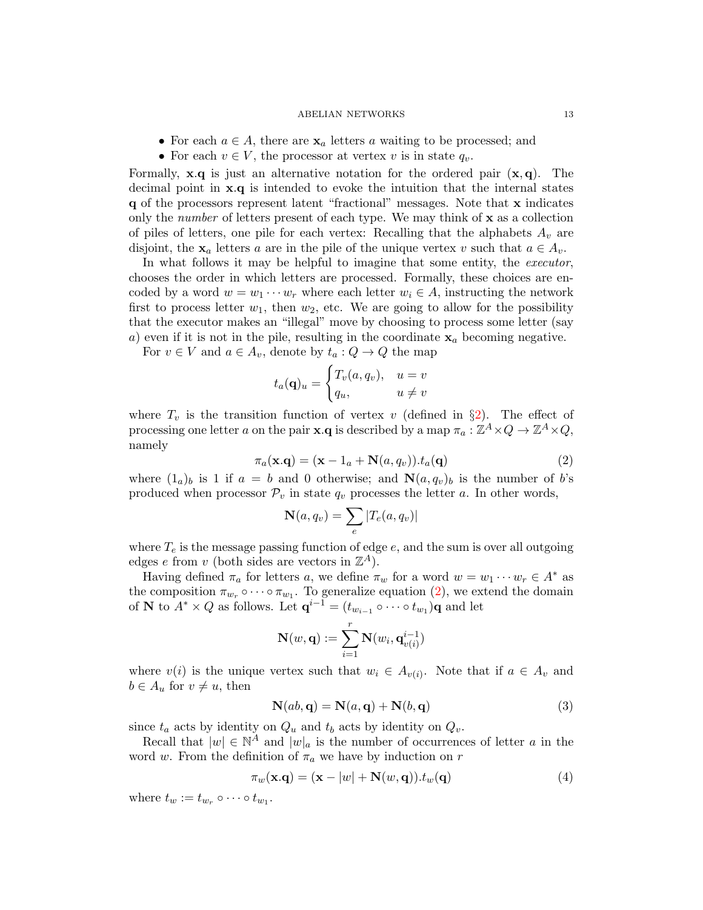- For each $a \in A$, there are $\mathbf{x}_a$ letters $a$ waiting to be processed; and
- For each $v \in V$, the processor at vertex $v$ is in state $q_v$.

Formally, $\mathbf{x}.\mathbf{q}$ is just an alternative notation for the ordered pair $(\mathbf{x}, \mathbf{q})$. The decimal point in $\mathbf{x}.\mathbf{q}$ is intended to evoke the intuition that the internal states $\mathbf{q}$ of the processors represent latent "fractional" messages. Note that $\mathbf{x}$ indicates only the *number* of letters present of each type. We may think of $\mathbf{x}$ as a collection of piles of letters, one pile for each vertex: Recalling that the alphabets $A_v$ are disjoint, the $\mathbf{x}_a$ letters $a$ are in the pile of the unique vertex $v$ such that $a \in A_v$.

In what follows it may be helpful to imagine that some entity, the *executor*, chooses the order in which letters are processed. Formally, these choices are encoded by a word $w = w_1 \cdots w_r$ where each letter $w_i \in A$, instructing the network first to process letter $w_1$, then $w_2$, etc. We are going to allow for the possibility that the executor makes an "illegal" move by choosing to process some letter (say $a$) even if it is not in the pile, resulting in the coordinate $\mathbf{x}_a$ becoming negative.

For $v \in V$ and $a \in A_v$, denote by $t_a : Q \to Q$ the map

$$t_a(\mathbf{q})_u = \begin{cases} T_v(a, q_v), & u = v \\ q_u, & u \neq v \end{cases}$$

where $T_v$ is the transition function of vertex $v$ (defined in §2). The effect of processing one letter $a$ on the pair $\mathbf{x}.\mathbf{q}$ is described by a map $\pi_a : \mathbb{Z}^A \times Q \to \mathbb{Z}^A \times Q$, namely

$$\pi_a(\mathbf{x}.\mathbf{q}) = (\mathbf{x} - 1_a + \mathbf{N}(a, q_v)).t_a(\mathbf{q}) \tag{2}$$

where $(1_a)_b$ is 1 if $a = b$ and 0 otherwise; and $\mathbf{N}(a, q_v)_b$ is the number of $b$'s produced when processor $\mathcal{P}_v$ in state $q_v$ processes the letter $a$. In other words,

$$\mathbf{N}(a, q_v) = \sum_e |T_e(a, q_v)|$$

where $T_e$ is the message passing function of edge $e$, and the sum is over all outgoing edges $e$ from $v$ (both sides are vectors in $\mathbb{Z}^A$).

Having defined $\pi_a$ for letters $a$, we define $\pi_w$ for a word $w = w_1 \cdots w_r \in A^*$ as the composition $\pi_{w_r} \circ \cdots \circ \pi_{w_1}$. To generalize equation (2), we extend the domain of $\mathbf{N}$ to $A^* \times Q$ as follows. Let $\mathbf{q}^{i-1} = (t_{w_{i-1}} \circ \cdots \circ t_{w_1})\mathbf{q}$ and let

$$\mathbf{N}(w, \mathbf{q}) := \sum_{i=1}^{r} \mathbf{N}(w_i, \mathbf{q}^{i-1}_{v(i)})$$

where $v(i)$ is the unique vertex such that $w_i \in A_{v(i)}$. Note that if $a \in A_v$ and $b \in A_u$ for $v \neq u$, then

$$\mathbf{N}(ab, \mathbf{q}) = \mathbf{N}(a, \mathbf{q}) + \mathbf{N}(b, \mathbf{q}) \tag{3}$$

since $t_a$ acts by identity on $Q_u$ and $t_b$ acts by identity on $Q_v$.

Recall that $|w| \in \mathbb{N}^A$ and $|w|_a$ is the number of occurrences of letter $a$ in the word $w$. From the definition of $\pi_a$ we have by induction on $r$

$$\pi_w(\mathbf{x}.\mathbf{q}) = (\mathbf{x} - |w| + \mathbf{N}(w, \mathbf{q})).t_w(\mathbf{q}) \tag{4}$$

where $t_w := t_{w_r} \circ \cdots \circ t_{w_1}$.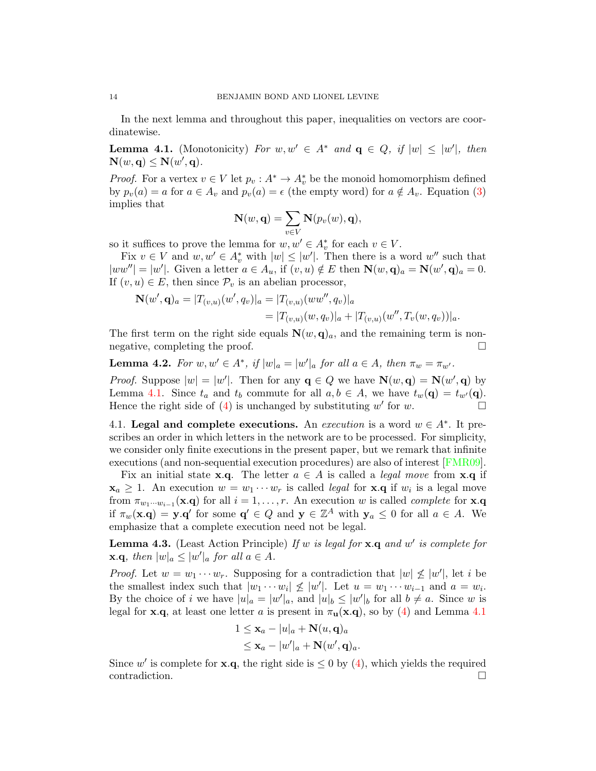In the next lemma and throughout this paper, inequalities on vectors are coordinatewise.

**Lemma 4.1.** (Monotonicity) *For $w, w' \in A^*$ and $\mathbf{q} \in Q$, if $|w| \leq |w'|$, then $\mathbf{N}(w, \mathbf{q}) \leq \mathbf{N}(w', \mathbf{q})$.*

*Proof.* For a vertex $v \in V$ let $p_v : A^* \to A_v^*$ be the monoid homomorphism defined by $p_v(a) = a$ for $a \in A_v$ and $p_v(a) = \epsilon$ (the empty word) for $a \notin A_v$. Equation (3) implies that

$$\mathbf{N}(w, \mathbf{q}) = \sum_{v \in V} \mathbf{N}(p_v(w), \mathbf{q}),$$

so it suffices to prove the lemma for $w, w' \in A_v^*$ for each $v \in V$.

Fix $v \in V$ and $w, w' \in A_v^*$ with $|w| \leq |w'|$. Then there is a word $w''$ such that $|ww''| = |w'|$. Given a letter $a \in A_u$, if $(v, u) \notin E$ then $\mathbf{N}(w, \mathbf{q})_a = \mathbf{N}(w', \mathbf{q})_a = 0$. If $(v, u) \in E$, then since $\mathcal{P}_v$ is an abelian processor,

$$\begin{aligned}
\mathbf{N}(w', \mathbf{q})_a = |T_{(v,u)}(w', q_v)|_a &= |T_{(v,u)}(ww'', q_v)|_a \\
&= |T_{(v,u)}(w, q_v)|_a + |T_{(v,u)}(w'', T_v(w, q_v))|_a.
\end{aligned}$$

The first term on the right side equals $\mathbf{N}(w, \mathbf{q})_a$, and the remaining term is nonnegative, completing the proof. $\square$

**Lemma 4.2.** *For $w, w' \in A^*$, if $|w|_a = |w'|_a$ for all $a \in A$, then $\pi_w = \pi_{w'}$.*

*Proof.* Suppose $|w| = |w'|$. Then for any $\mathbf{q} \in Q$ we have $\mathbf{N}(w, \mathbf{q}) = \mathbf{N}(w', \mathbf{q})$ by Lemma 4.1. Since $t_a$ and $t_b$ commute for all $a, b \in A$, we have $t_w(\mathbf{q}) = t_{w'}(\mathbf{q})$. Hence the right side of (4) is unchanged by substituting $w'$ for $w$. $\square$

4.1. **Legal and complete executions.** An *execution* is a word $w \in A^*$. It prescribes an order in which letters in the network are to be processed. For simplicity, we consider only finite executions in the present paper, but we remark that infinite executions (and non-sequential execution procedures) are also of interest [FMR09].

Fix an initial state $\mathbf{x}.\mathbf{q}$. The letter $a \in A$ is called a *legal move* from $\mathbf{x}.\mathbf{q}$ if $\mathbf{x}_a \geq 1$. An execution $w = w_1 \cdots w_r$ is called *legal* for $\mathbf{x}.\mathbf{q}$ if $w_i$ is a legal move from $\pi_{w_1 \cdots w_{i-1}}(\mathbf{x}.\mathbf{q})$ for all $i = 1, \ldots, r$. An execution $w$ is called *complete* for $\mathbf{x}.\mathbf{q}$ if $\pi_w(\mathbf{x}.\mathbf{q}) = \mathbf{y}.\mathbf{q}'$ for some $\mathbf{q}' \in Q$ and $\mathbf{y} \in \mathbb{Z}^A$ with $\mathbf{y}_a \leq 0$ for all $a \in A$. We emphasize that a complete execution need not be legal.

**Lemma 4.3.** (Least Action Principle) *If $w$ is legal for $\mathbf{x}.\mathbf{q}$ and $w'$ is complete for $\mathbf{x}.\mathbf{q}$, then $|w|_a \leq |w'|_a$ for all $a \in A$.*

*Proof.* Let $w = w_1 \cdots w_r$. Supposing for a contradiction that $|w| \not\leq |w'|$, let $i$ be the smallest index such that $|w_1 \cdots w_i| \not\leq |w'|$. Let $u = w_1 \cdots w_{i-1}$ and $a = w_i$. By the choice of $i$ we have $|u|_a = |w'|_a$, and $|u|_b \leq |w'|_b$ for all $b \neq a$. Since $w$ is legal for $\mathbf{x}.\mathbf{q}$, at least one letter $a$ is present in $\pi_{\mathbf{u}}(\mathbf{x}.\mathbf{q})$, so by (4) and Lemma 4.1

$$\begin{aligned}
1 &\leq \mathbf{x}_a - |u|_a + \mathbf{N}(u, \mathbf{q})_a \\
&\leq \mathbf{x}_a - |w'|_a + \mathbf{N}(w', \mathbf{q})_a.
\end{aligned}$$

Since $w'$ is complete for $\mathbf{x}.\mathbf{q}$, the right side is $\leq 0$ by (4), which yields the required contradiction. $\square$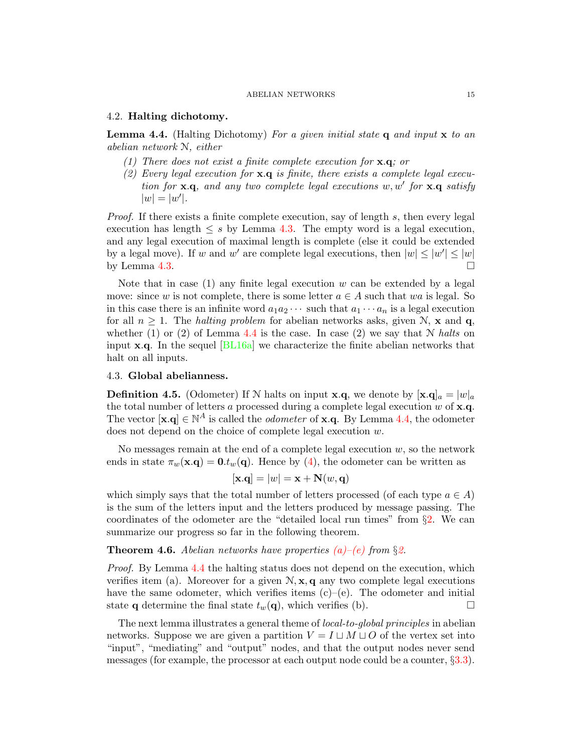### 4.2. **Halting dichotomy.**

**Lemma 4.4.** (Halting Dichotomy) *For a given initial state* $\mathbf{q}$ *and input* $\mathbf{x}$ *to an abelian network* $\mathcal{N}$*, either*

*(1) There does not exist a finite complete execution for* $\mathbf{x}.\mathbf{q}$*; or*
*(2) Every legal execution for* $\mathbf{x}.\mathbf{q}$ *is finite, there exists a complete legal execution for* $\mathbf{x}.\mathbf{q}$*, and any two complete legal executions* $w, w'$ *for* $\mathbf{x}.\mathbf{q}$ *satisfy* $|w| = |w'|$.

*Proof.* If there exists a finite complete execution, say of length $s$, then every legal execution has length $\leq s$ by Lemma 4.3. The empty word is a legal execution, and any legal execution of maximal length is complete (else it could be extended by a legal move). If $w$ and $w'$ are complete legal executions, then $|w| \leq |w'| \leq |w|$ by Lemma 4.3. $\square$

Note that in case (1) any finite legal execution $w$ can be extended by a legal move: since $w$ is not complete, there is some letter $a \in A$ such that $wa$ is legal. So in this case there is an infinite word $a_1 a_2 \cdots$ such that $a_1 \cdots a_n$ is a legal execution for all $n \geq 1$. The *halting problem* for abelian networks asks, given $\mathcal{N}$, $\mathbf{x}$ and $\mathbf{q}$, whether (1) or (2) of Lemma 4.4 is the case. In case (2) we say that $\mathcal{N}$ *halts* on input $\mathbf{x}.\mathbf{q}$. In the sequel [BL16a] we characterize the finite abelian networks that halt on all inputs.

### 4.3. **Global abelianness.**

**Definition 4.5.** (Odometer) If $\mathcal{N}$ halts on input $\mathbf{x}.\mathbf{q}$, we denote by $[\mathbf{x}.\mathbf{q}]_a = |w|_a$ the total number of letters $a$ processed during a complete legal execution $w$ of $\mathbf{x}.\mathbf{q}$. The vector $[\mathbf{x}.\mathbf{q}] \in \mathbb{N}^A$ is called the *odometer* of $\mathbf{x}.\mathbf{q}$. By Lemma 4.4, the odometer does not depend on the choice of complete legal execution $w$.

No messages remain at the end of a complete legal execution $w$, so the network ends in state $\pi_w(\mathbf{x}.\mathbf{q}) = \mathbf{0}.t_w(\mathbf{q})$. Hence by (4), the odometer can be written as

$$[\mathbf{x}.\mathbf{q}] = |w| = \mathbf{x} + \mathbf{N}(w, \mathbf{q})$$

which simply says that the total number of letters processed (of each type $a \in A$) is the sum of the letters input and the letters produced by message passing. The coordinates of the odometer are the "detailed local run times" from §2. We can summarize our progress so far in the following theorem.

**Theorem 4.6.** *Abelian networks have properties (a)–(e) from §2.*

*Proof.* By Lemma 4.4 the halting status does not depend on the execution, which verifies item (a). Moreover for a given $\mathcal{N}, \mathbf{x}, \mathbf{q}$ any two complete legal executions have the same odometer, which verifies items (c)–(e). The odometer and initial state $\mathbf{q}$ determine the final state $t_w(\mathbf{q})$, which verifies (b). $\square$

The next lemma illustrates a general theme of *local-to-global principles* in abelian networks. Suppose we are given a partition $V = I \sqcup M \sqcup O$ of the vertex set into "input", "mediating" and "output" nodes, and that the output nodes never send messages (for example, the processor at each output node could be a counter, §3.3).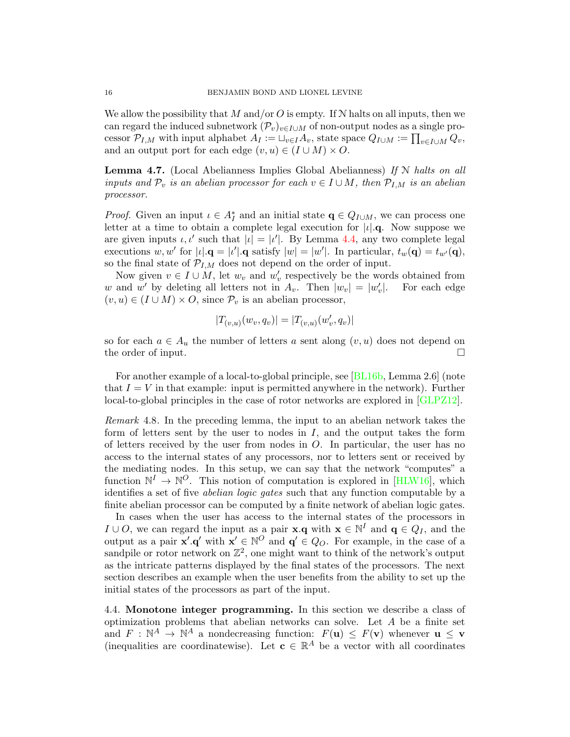We allow the possibility that $M$ and/or $O$ is empty. If $\mathcal{N}$ halts on all inputs, then we can regard the induced subnetwork $(\mathcal{P}_v)_{v \in I \cup M}$ of non-output nodes as a single processor $\mathcal{P}_{I,M}$ with input alphabet $A_I := \sqcup_{v \in I} A_v$, state space $Q_{I \cup M} := \prod_{v \in I \cup M} Q_v$, and an output port for each edge $(v, u) \in (I \cup M) \times O$.

**Lemma 4.7.** (Local Abelianness Implies Global Abelianness) *If $\mathcal{N}$ halts on all inputs and $\mathcal{P}_v$ is an abelian processor for each $v \in I \cup M$, then $\mathcal{P}_{I,M}$ is an abelian processor.*

*Proof.* Given an input $\iota \in A_I^*$ and an initial state $\mathbf{q} \in Q_{I \cup M}$, we can process one letter at a time to obtain a complete legal execution for $|\iota|.\mathbf{q}$. Now suppose we are given inputs $\iota, \iota'$ such that $|\iota| = |\iota'|$. By Lemma 4.4, any two complete legal executions $w, w'$ for $|\iota|.\mathbf{q} = |\iota'|.\mathbf{q}$ satisfy $|w| = |w'|$. In particular, $t_w(\mathbf{q}) = t_{w'}(\mathbf{q})$, so the final state of $\mathcal{P}_{I,M}$ does not depend on the order of input.

Now given $v \in I \cup M$, let $w_v$ and $w'_v$ respectively be the words obtained from $w$ and $w'$ by deleting all letters not in $A_v$. Then $|w_v| = |w'_v|$. For each edge $(v, u) \in (I \cup M) \times O$, since $\mathcal{P}_v$ is an abelian processor,

$$|T_{(v,u)}(w_v, q_v)| = |T_{(v,u)}(w'_v, q_v)|$$

so for each $a \in A_u$ the number of letters $a$ sent along $(v, u)$ does not depend on the order of input. $\square$

For another example of a local-to-global principle, see [BL16b, Lemma 2.6] (note that $I = V$ in that example: input is permitted anywhere in the network). Further local-to-global principles in the case of rotor networks are explored in [GLPZ12].

*Remark* 4.8. In the preceding lemma, the input to an abelian network takes the form of letters sent by the user to nodes in $I$, and the output takes the form of letters received by the user from nodes in $O$. In particular, the user has no access to the internal states of any processors, nor to letters sent or received by the mediating nodes. In this setup, we can say that the network "computes" a function $\mathbb{N}^I \to \mathbb{N}^O$. This notion of computation is explored in [HLW16], which identifies a set of five *abelian logic gates* such that any function computable by a finite abelian processor can be computed by a finite network of abelian logic gates.

In cases when the user has access to the internal states of the processors in $I \cup O$, we can regard the input as a pair $\mathbf{x}.\mathbf{q}$ with $\mathbf{x} \in \mathbb{N}^I$ and $\mathbf{q} \in Q_I$, and the output as a pair $\mathbf{x}'.\mathbf{q}'$ with $\mathbf{x}' \in \mathbb{N}^O$ and $\mathbf{q}' \in Q_O$. For example, in the case of a sandpile or rotor network on $\mathbb{Z}^2$, one might want to think of the network's output as the intricate patterns displayed by the final states of the processors. The next section describes an example when the user benefits from the ability to set up the initial states of the processors as part of the input.

## 4.4. Monotone integer programming.

In this section we describe a class of optimization problems that abelian networks can solve. Let $A$ be a finite set and $F : \mathbb{N}^A \to \mathbb{N}^A$ a nondecreasing function: $F(\mathbf{u}) \leq F(\mathbf{v})$ whenever $\mathbf{u} \leq \mathbf{v}$ (inequalities are coordinatewise). Let $\mathbf{c} \in \mathbb{R}^A$ be a vector with all coordinates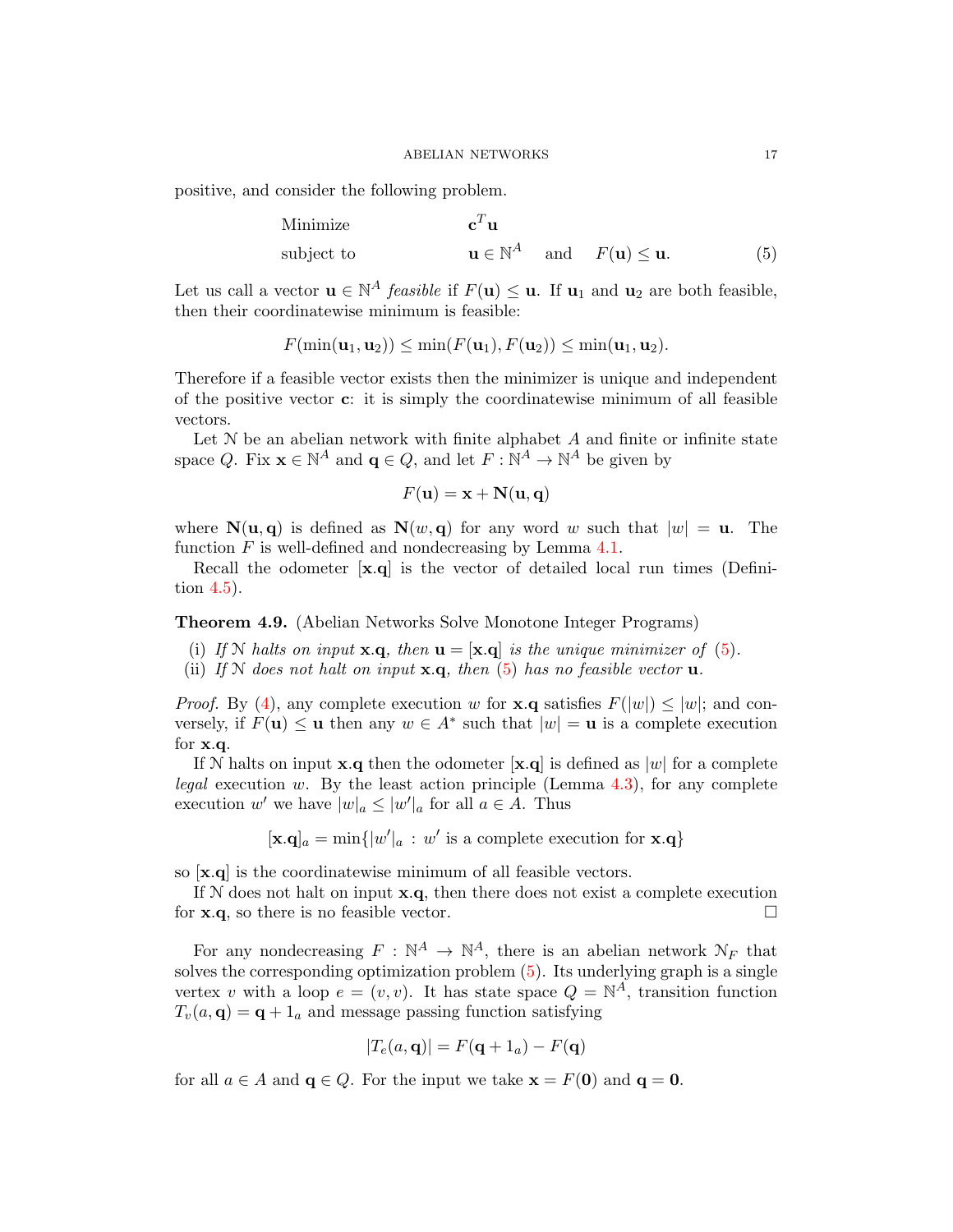positive, and consider the following problem.

$$\begin{aligned}
&\text{Minimize} && \mathbf{c}^T\mathbf{u} \\
&\text{subject to} && \mathbf{u} \in \mathbb{N}^A \quad \text{and} \quad F(\mathbf{u}) \leq \mathbf{u}. \qquad (5)
\end{aligned}$$

Let us call a vector $\mathbf{u} \in \mathbb{N}^A$ *feasible* if $F(\mathbf{u}) \leq \mathbf{u}$. If $\mathbf{u}_1$ and $\mathbf{u}_2$ are both feasible, then their coordinatewise minimum is feasible:

$$F(\min(\mathbf{u}_1, \mathbf{u}_2)) \leq \min(F(\mathbf{u}_1), F(\mathbf{u}_2)) \leq \min(\mathbf{u}_1, \mathbf{u}_2).$$

Therefore if a feasible vector exists then the minimizer is unique and independent of the positive vector $\mathbf{c}$: it is simply the coordinatewise minimum of all feasible vectors.

Let $\mathcal{N}$ be an abelian network with finite alphabet $A$ and finite or infinite state space $Q$. Fix $\mathbf{x} \in \mathbb{N}^A$ and $\mathbf{q} \in Q$, and let $F : \mathbb{N}^A \to \mathbb{N}^A$ be given by

$$F(\mathbf{u}) = \mathbf{x} + \mathbf{N}(\mathbf{u}, \mathbf{q})$$

where $\mathbf{N}(\mathbf{u}, \mathbf{q})$ is defined as $\mathbf{N}(w, \mathbf{q})$ for any word $w$ such that $|w| = \mathbf{u}$. The function $F$ is well-defined and nondecreasing by Lemma 4.1.

Recall the odometer $[\mathbf{x}.\mathbf{q}]$ is the vector of detailed local run times (Definition 4.5).

**Theorem 4.9.** (Abelian Networks Solve Monotone Integer Programs)

(i) *If $\mathcal{N}$ halts on input $\mathbf{x}.\mathbf{q}$, then $\mathbf{u} = [\mathbf{x}.\mathbf{q}]$ is the unique minimizer of (5).*

(ii) *If $\mathcal{N}$ does not halt on input $\mathbf{x}.\mathbf{q}$, then (5) has no feasible vector $\mathbf{u}$.*

*Proof.* By (4), any complete execution $w$ for $\mathbf{x}.\mathbf{q}$ satisfies $F(|w|) \leq |w|$; and conversely, if $F(\mathbf{u}) \leq \mathbf{u}$ then any $w \in A^*$ such that $|w| = \mathbf{u}$ is a complete execution for $\mathbf{x}.\mathbf{q}$.

If $\mathcal{N}$ halts on input $\mathbf{x}.\mathbf{q}$ then the odometer $[\mathbf{x}.\mathbf{q}]$ is defined as $|w|$ for a complete *legal* execution $w$. By the least action principle (Lemma 4.3), for any complete execution $w'$ we have $|w|_a \leq |w'|_a$ for all $a \in A$. Thus

$$[\mathbf{x}.\mathbf{q}]_a = \min\{|w'|_a : w' \text{ is a complete execution for } \mathbf{x}.\mathbf{q}\}$$

so $[\mathbf{x}.\mathbf{q}]$ is the coordinatewise minimum of all feasible vectors.

If $\mathcal{N}$ does not halt on input $\mathbf{x}.\mathbf{q}$, then there does not exist a complete execution for $\mathbf{x}.\mathbf{q}$, so there is no feasible vector. $\square$

For any nondecreasing $F : \mathbb{N}^A \to \mathbb{N}^A$, there is an abelian network $\mathcal{N}_F$ that solves the corresponding optimization problem (5). Its underlying graph is a single vertex $v$ with a loop $e = (v, v)$. It has state space $Q = \mathbb{N}^A$, transition function $T_v(a, \mathbf{q}) = \mathbf{q} + 1_a$ and message passing function satisfying

$$|T_e(a, \mathbf{q})| = F(\mathbf{q} + 1_a) - F(\mathbf{q})$$

for all $a \in A$ and $\mathbf{q} \in Q$. For the input we take $\mathbf{x} = F(\mathbf{0})$ and $\mathbf{q} = \mathbf{0}$.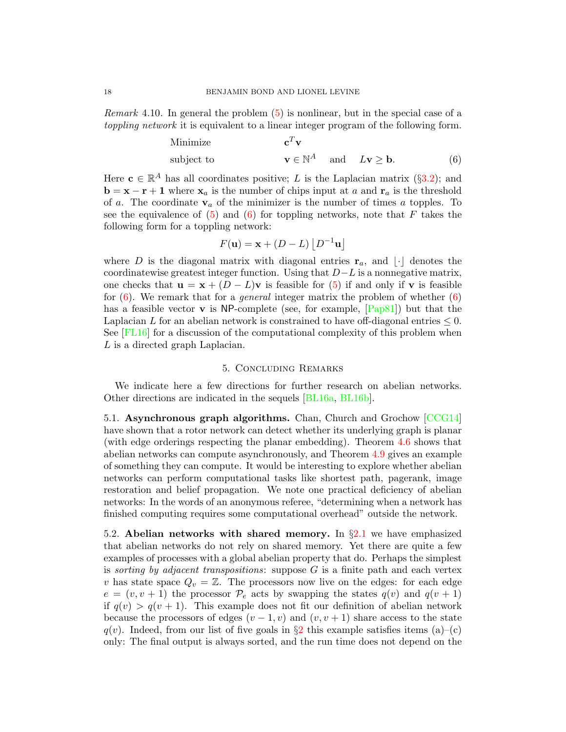*Remark* 4.10. In general the problem (5) is nonlinear, but in the special case of a *toppling network* it is equivalent to a linear integer program of the following form.

$$\begin{array}{lll} \text{Minimize} & \mathbf{c}^T \mathbf{v} & \\ \text{subject to} & \mathbf{v} \in \mathbb{N}^A \quad \text{and} \quad L\mathbf{v} \geq \mathbf{b}. & (6) \end{array}$$

Here $\mathbf{c} \in \mathbb{R}^A$ has all coordinates positive; $L$ is the Laplacian matrix (§3.2); and $\mathbf{b} = \mathbf{x} - \mathbf{r} + \mathbf{1}$ where $\mathbf{x}_a$ is the number of chips input at $a$ and $\mathbf{r}_a$ is the threshold of $a$. The coordinate $\mathbf{v}_a$ of the minimizer is the number of times $a$ topples. To see the equivalence of (5) and (6) for toppling networks, note that $F$ takes the following form for a toppling network:

$$F(\mathbf{u}) = \mathbf{x} + (D - L) \left\lfloor D^{-1} \mathbf{u} \right\rfloor$$

where $D$ is the diagonal matrix with diagonal entries $\mathbf{r}_a$, and $\lfloor \cdot \rfloor$ denotes the coordinatewise greatest integer function. Using that $D - L$ is a nonnegative matrix, one checks that $\mathbf{u} = \mathbf{x} + (D - L)\mathbf{v}$ is feasible for (5) if and only if $\mathbf{v}$ is feasible for (6). We remark that for a *general* integer matrix the problem of whether (6) has a feasible vector $\mathbf{v}$ is NP-complete (see, for example, [Pap81]) but that the Laplacian $L$ for an abelian network is constrained to have off-diagonal entries $\leq 0$. See [FL16] for a discussion of the computational complexity of this problem when $L$ is a directed graph Laplacian.

## 5. Concluding Remarks

We indicate here a few directions for further research on abelian networks. Other directions are indicated in the sequels [BL16a, BL16b].

**5.1. Asynchronous graph algorithms.** Chan, Church and Grochow [CCG14] have shown that a rotor network can detect whether its underlying graph is planar (with edge orderings respecting the planar embedding). Theorem 4.6 shows that abelian networks can compute asynchronously, and Theorem 4.9 gives an example of something they can compute. It would be interesting to explore whether abelian networks can perform computational tasks like shortest path, pagerank, image restoration and belief propagation. We note one practical deficiency of abelian networks: In the words of an anonymous referee, "determining when a network has finished computing requires some computational overhead" outside the network.

**5.2. Abelian networks with shared memory.** In §2.1 we have emphasized that abelian networks do not rely on shared memory. Yet there are quite a few examples of processes with a global abelian property that do. Perhaps the simplest is *sorting by adjacent transpositions*: suppose $G$ is a finite path and each vertex $v$ has state space $Q_v = \mathbb{Z}$. The processors now live on the edges: for each edge $e = (v, v+1)$ the processor $\mathcal{P}_e$ acts by swapping the states $q(v)$ and $q(v+1)$ if $q(v) > q(v+1)$. This example does not fit our definition of abelian network because the processors of edges $(v-1, v)$ and $(v, v+1)$ share access to the state $q(v)$. Indeed, from our list of five goals in §2 this example satisfies items (a)–(c) only: The final output is always sorted, and the run time does not depend on the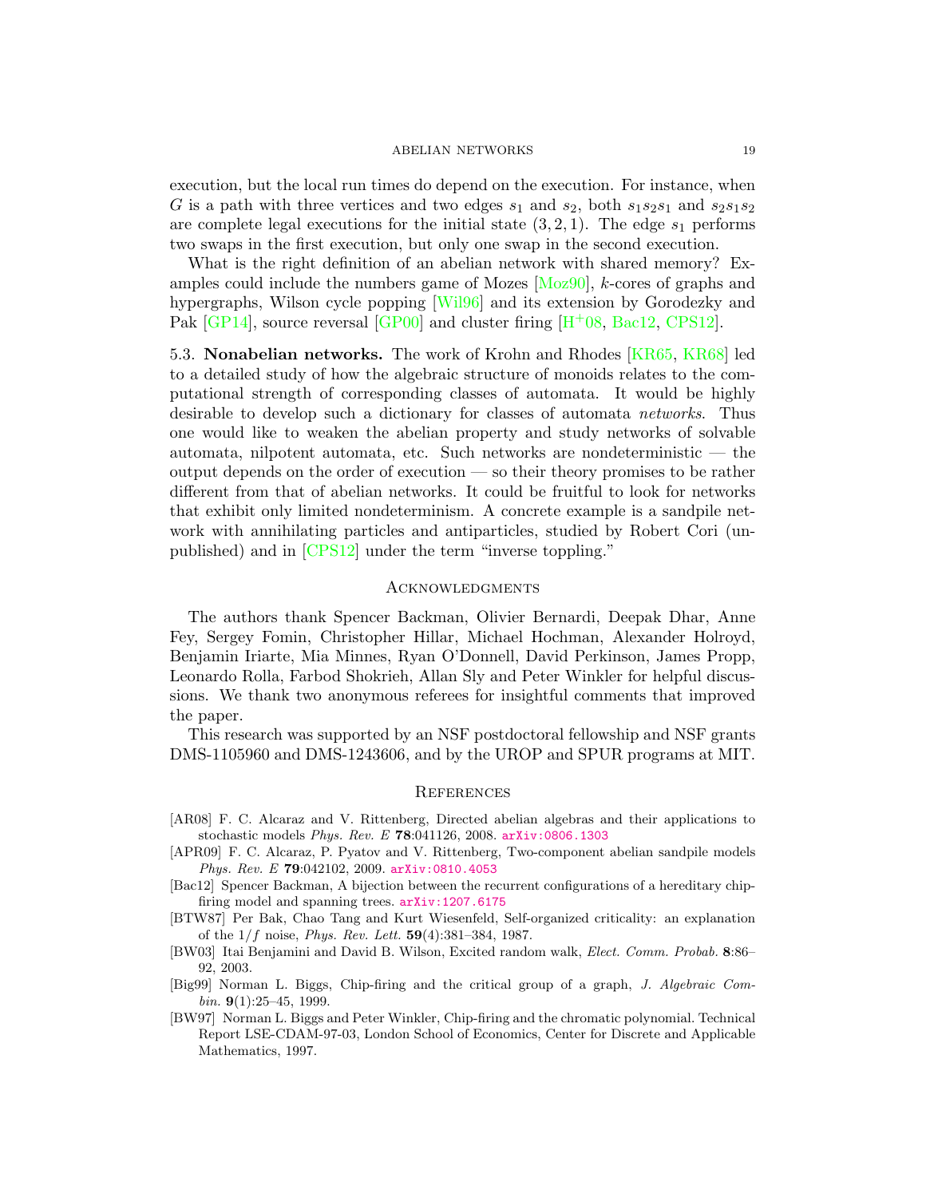execution, but the local run times do depend on the execution. For instance, when $G$ is a path with three vertices and two edges $s_1$ and $s_2$, both $s_1s_2s_1$ and $s_2s_1s_2$ are complete legal executions for the initial state $(3,2,1)$. The edge $s_1$ performs two swaps in the first execution, but only one swap in the second execution.

What is the right definition of an abelian network with shared memory? Examples could include the numbers game of Mozes [Moz90], $k$-cores of graphs and hypergraphs, Wilson cycle popping [Wil96] and its extension by Gorodezky and Pak [GP14], source reversal [GP00] and cluster firing [H[+]08, Bac12, CPS12].

**5.3. Nonabelian networks.** The work of Krohn and Rhodes [KR65, KR68] led to a detailed study of how the algebraic structure of monoids relates to the computational strength of corresponding classes of automata. It would be highly desirable to develop such a dictionary for classes of automata *networks*. Thus one would like to weaken the abelian property and study networks of solvable automata, nilpotent automata, etc. Such networks are nondeterministic — the output depends on the order of execution — so their theory promises to be rather different from that of abelian networks. It could be fruitful to look for networks that exhibit only limited nondeterminism. A concrete example is a sandpile network with annihilating particles and antiparticles, studied by Robert Cori (unpublished) and in [CPS12] under the term "inverse toppling."

## Acknowledgments

The authors thank Spencer Backman, Olivier Bernardi, Deepak Dhar, Anne Fey, Sergey Fomin, Christopher Hillar, Michael Hochman, Alexander Holroyd, Benjamin Iriarte, Mia Minnes, Ryan O'Donnell, David Perkinson, James Propp, Leonardo Rolla, Farbod Shokrieh, Allan Sly and Peter Winkler for helpful discussions. We thank two anonymous referees for insightful comments that improved the paper.

This research was supported by an NSF postdoctoral fellowship and NSF grants DMS-1105960 and DMS-1243606, and by the UROP and SPUR programs at MIT.

## References

[AR08] F. C. Alcaraz and V. Rittenberg, Directed abelian algebras and their applications to stochastic models *Phys. Rev. E* **78**:041126, 2008. arXiv:0806.1303

[APR09] F. C. Alcaraz, P. Pyatov and V. Rittenberg, Two-component abelian sandpile models *Phys. Rev. E* **79**:042102, 2009. arXiv:0810.4053

[Bac12] Spencer Backman, A bijection between the recurrent configurations of a hereditary chip-firing model and spanning trees. arXiv:1207.6175

[BTW87] Per Bak, Chao Tang and Kurt Wiesenfeld, Self-organized criticality: an explanation of the $1/f$ noise, *Phys. Rev. Lett.* **59**(4):381–384, 1987.

[BW03] Itai Benjamini and David B. Wilson, Excited random walk, *Elect. Comm. Probab.* **8**:86–92, 2003.

[Big99] Norman L. Biggs, Chip-firing and the critical group of a graph, *J. Algebraic Combin.* **9**(1):25–45, 1999.

[BW97] Norman L. Biggs and Peter Winkler, Chip-firing and the chromatic polynomial. Technical Report LSE-CDAM-97-03, London School of Economics, Center for Discrete and Applicable Mathematics, 1997.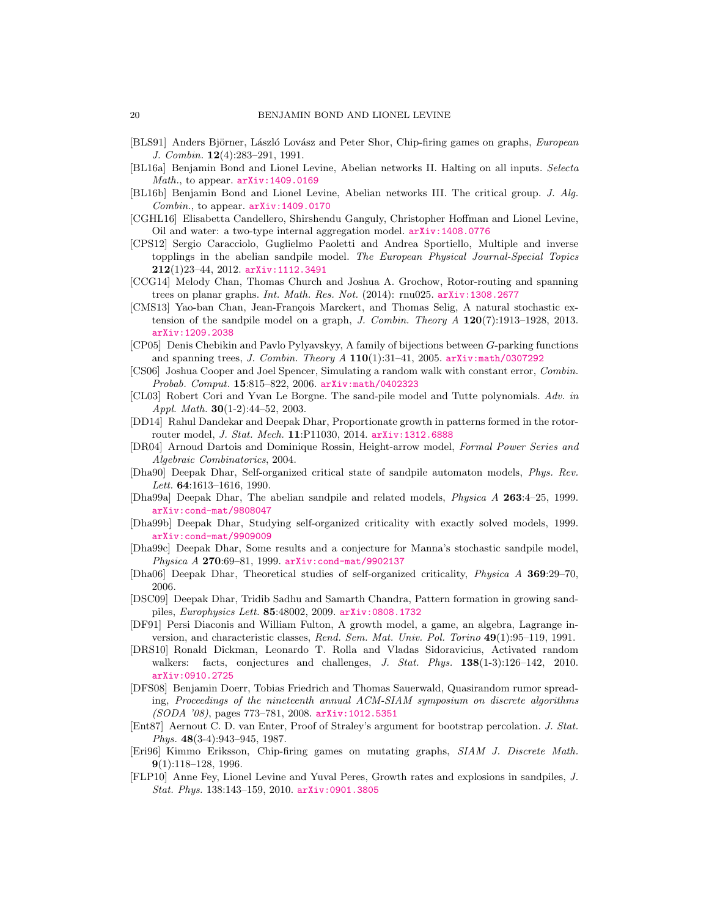[BLS91] Anders Björner, László Lovász and Peter Shor, Chip-firing games on graphs, *European J. Combin.* **12**(4):283–291, 1991.

[BL16a] Benjamin Bond and Lionel Levine, Abelian networks II. Halting on all inputs. *Selecta Math.*, to appear. arXiv:1409.0169

[BL16b] Benjamin Bond and Lionel Levine, Abelian networks III. The critical group. *J. Alg. Combin.*, to appear. arXiv:1409.0170

[CGHL16] Elisabetta Candellero, Shirshendu Ganguly, Christopher Hoffman and Lionel Levine, Oil and water: a two-type internal aggregation model. arXiv:1408.0776

[CPS12] Sergio Caracciolo, Guglielmo Paoletti and Andrea Sportiello, Multiple and inverse topplings in the abelian sandpile model. *The European Physical Journal-Special Topics* **212**(1)23–44, 2012. arXiv:1112.3491

[CCG14] Melody Chan, Thomas Church and Joshua A. Grochow, Rotor-routing and spanning trees on planar graphs. *Int. Math. Res. Not.* (2014): rnu025. arXiv:1308.2677

[CMS13] Yao-ban Chan, Jean-François Marckert, and Thomas Selig, A natural stochastic extension of the sandpile model on a graph, *J. Combin. Theory A* **120**(7):1913–1928, 2013. arXiv:1209.2038

[CP05] Denis Chebikin and Pavlo Pylyavskyy, A family of bijections between $G$-parking functions and spanning trees, *J. Combin. Theory A* **110**(1):31–41, 2005. arXiv:math/0307292

[CS06] Joshua Cooper and Joel Spencer, Simulating a random walk with constant error, *Combin. Probab. Comput.* **15**:815–822, 2006. arXiv:math/0402323

[CL03] Robert Cori and Yvan Le Borgne. The sand-pile model and Tutte polynomials. *Adv. in Appl. Math.* **30**(1-2):44–52, 2003.

[DD14] Rahul Dandekar and Deepak Dhar, Proportionate growth in patterns formed in the rotor-router model, *J. Stat. Mech.* **11**:P11030, 2014. arXiv:1312.6888

[DR04] Arnoud Dartois and Dominique Rossin, Height-arrow model, *Formal Power Series and Algebraic Combinatorics*, 2004.

[Dha90] Deepak Dhar, Self-organized critical state of sandpile automaton models, *Phys. Rev. Lett.* **64**:1613–1616, 1990.

[Dha99a] Deepak Dhar, The abelian sandpile and related models, *Physica A* **263**:4–25, 1999. arXiv:cond-mat/9808047

[Dha99b] Deepak Dhar, Studying self-organized criticality with exactly solved models, 1999. arXiv:cond-mat/9909009

[Dha99c] Deepak Dhar, Some results and a conjecture for Manna's stochastic sandpile model, *Physica A* **270**:69–81, 1999. arXiv:cond-mat/9902137

[Dha06] Deepak Dhar, Theoretical studies of self-organized criticality, *Physica A* **369**:29–70, 2006.

[DSC09] Deepak Dhar, Tridib Sadhu and Samarth Chandra, Pattern formation in growing sandpiles, *Europhysics Lett.* **85**:48002, 2009. arXiv:0808.1732

[DF91] Persi Diaconis and William Fulton, A growth model, a game, an algebra, Lagrange inversion, and characteristic classes, *Rend. Sem. Mat. Univ. Pol. Torino* **49**(1):95–119, 1991.

[DRS10] Ronald Dickman, Leonardo T. Rolla and Vladas Sidoravicius, Activated random walkers: facts, conjectures and challenges, *J. Stat. Phys.* **138**(1-3):126–142, 2010. arXiv:0910.2725

[DFS08] Benjamin Doerr, Tobias Friedrich and Thomas Sauerwald, Quasirandom rumor spreading, *Proceedings of the nineteenth annual ACM-SIAM symposium on discrete algorithms (SODA '08)*, pages 773–781, 2008. arXiv:1012.5351

[Ent87] Aernout C. D. van Enter, Proof of Straley's argument for bootstrap percolation. *J. Stat. Phys.* **48**(3-4):943–945, 1987.

[Eri96] Kimmo Eriksson, Chip-firing games on mutating graphs, *SIAM J. Discrete Math.* **9**(1):118–128, 1996.

[FLP10] Anne Fey, Lionel Levine and Yuval Peres, Growth rates and explosions in sandpiles, *J. Stat. Phys.* 138:143–159, 2010. arXiv:0901.3805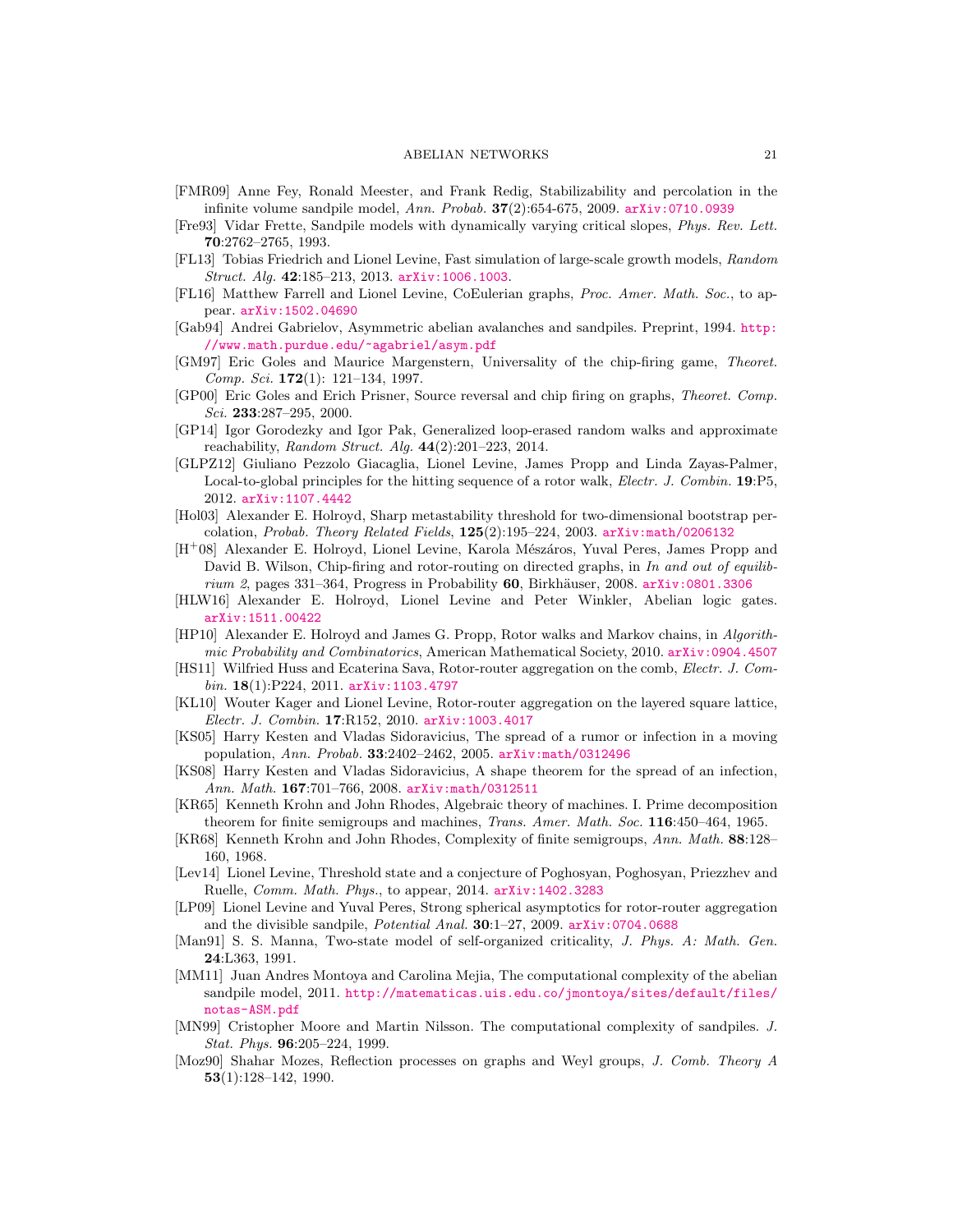[FMR09] Anne Fey, Ronald Meester, and Frank Redig, Stabilizability and percolation in the infinite volume sandpile model, *Ann. Probab.* **37**(2):654-675, 2009. arXiv:0710.0939

[Fre93] Vidar Frette, Sandpile models with dynamically varying critical slopes, *Phys. Rev. Lett.* **70**:2762–2765, 1993.

[FL13] Tobias Friedrich and Lionel Levine, Fast simulation of large-scale growth models, *Random Struct. Alg.* **42**:185–213, 2013. arXiv:1006.1003.

[FL16] Matthew Farrell and Lionel Levine, CoEulerian graphs, *Proc. Amer. Math. Soc.*, to appear. arXiv:1502.04690

[Gab94] Andrei Gabrielov, Asymmetric abelian avalanches and sandpiles. Preprint, 1994. http://www.math.purdue.edu/~agabriel/asym.pdf

[GM97] Eric Goles and Maurice Margenstern, Universality of the chip-firing game, *Theoret. Comp. Sci.* **172**(1): 121–134, 1997.

[GP00] Eric Goles and Erich Prisner, Source reversal and chip firing on graphs, *Theoret. Comp. Sci.* **233**:287–295, 2000.

[GP14] Igor Gorodezky and Igor Pak, Generalized loop-erased random walks and approximate reachability, *Random Struct. Alg.* **44**(2):201–223, 2014.

[GLPZ12] Giuliano Pezzolo Giacaglia, Lionel Levine, James Propp and Linda Zayas-Palmer, Local-to-global principles for the hitting sequence of a rotor walk, *Electr. J. Combin.* **19**:P5, 2012. arXiv:1107.4442

[Hol03] Alexander E. Holroyd, Sharp metastability threshold for two-dimensional bootstrap percolation, *Probab. Theory Related Fields*, **125**(2):195–224, 2003. arXiv:math/0206132

[H+08] Alexander E. Holroyd, Lionel Levine, Karola Mészáros, Yuval Peres, James Propp and David B. Wilson, Chip-firing and rotor-routing on directed graphs, in *In and out of equilibrium 2*, pages 331–364, Progress in Probability **60**, Birkhäuser, 2008. arXiv:0801.3306

[HLW16] Alexander E. Holroyd, Lionel Levine and Peter Winkler, Abelian logic gates. arXiv:1511.00422

[HP10] Alexander E. Holroyd and James G. Propp, Rotor walks and Markov chains, in *Algorithmic Probability and Combinatorics*, American Mathematical Society, 2010. arXiv:0904.4507

[HS11] Wilfried Huss and Ecaterina Sava, Rotor-router aggregation on the comb, *Electr. J. Combin.* **18**(1):P224, 2011. arXiv:1103.4797

[KL10] Wouter Kager and Lionel Levine, Rotor-router aggregation on the layered square lattice, *Electr. J. Combin.* **17**:R152, 2010. arXiv:1003.4017

[KS05] Harry Kesten and Vladas Sidoravicius, The spread of a rumor or infection in a moving population, *Ann. Probab.* **33**:2402–2462, 2005. arXiv:math/0312496

[KS08] Harry Kesten and Vladas Sidoravicius, A shape theorem for the spread of an infection, *Ann. Math.* **167**:701–766, 2008. arXiv:math/0312511

[KR65] Kenneth Krohn and John Rhodes, Algebraic theory of machines. I. Prime decomposition theorem for finite semigroups and machines, *Trans. Amer. Math. Soc.* **116**:450–464, 1965.

[KR68] Kenneth Krohn and John Rhodes, Complexity of finite semigroups, *Ann. Math.* **88**:128–160, 1968.

[Lev14] Lionel Levine, Threshold state and a conjecture of Poghosyan, Poghosyan, Priezzhev and Ruelle, *Comm. Math. Phys.*, to appear, 2014. arXiv:1402.3283

[LP09] Lionel Levine and Yuval Peres, Strong spherical asymptotics for rotor-router aggregation and the divisible sandpile, *Potential Anal.* **30**:1–27, 2009. arXiv:0704.0688

[Man91] S. S. Manna, Two-state model of self-organized criticality, *J. Phys. A: Math. Gen.* **24**:L363, 1991.

[MM11] Juan Andres Montoya and Carolina Mejia, The computational complexity of the abelian sandpile model, 2011. http://matematicas.uis.edu.co/jmontoya/sites/default/files/notas-ASM.pdf

[MN99] Cristopher Moore and Martin Nilsson. The computational complexity of sandpiles. *J. Stat. Phys.* **96**:205–224, 1999.

[Moz90] Shahar Mozes, Reflection processes on graphs and Weyl groups, *J. Comb. Theory A* **53**(1):128–142, 1990.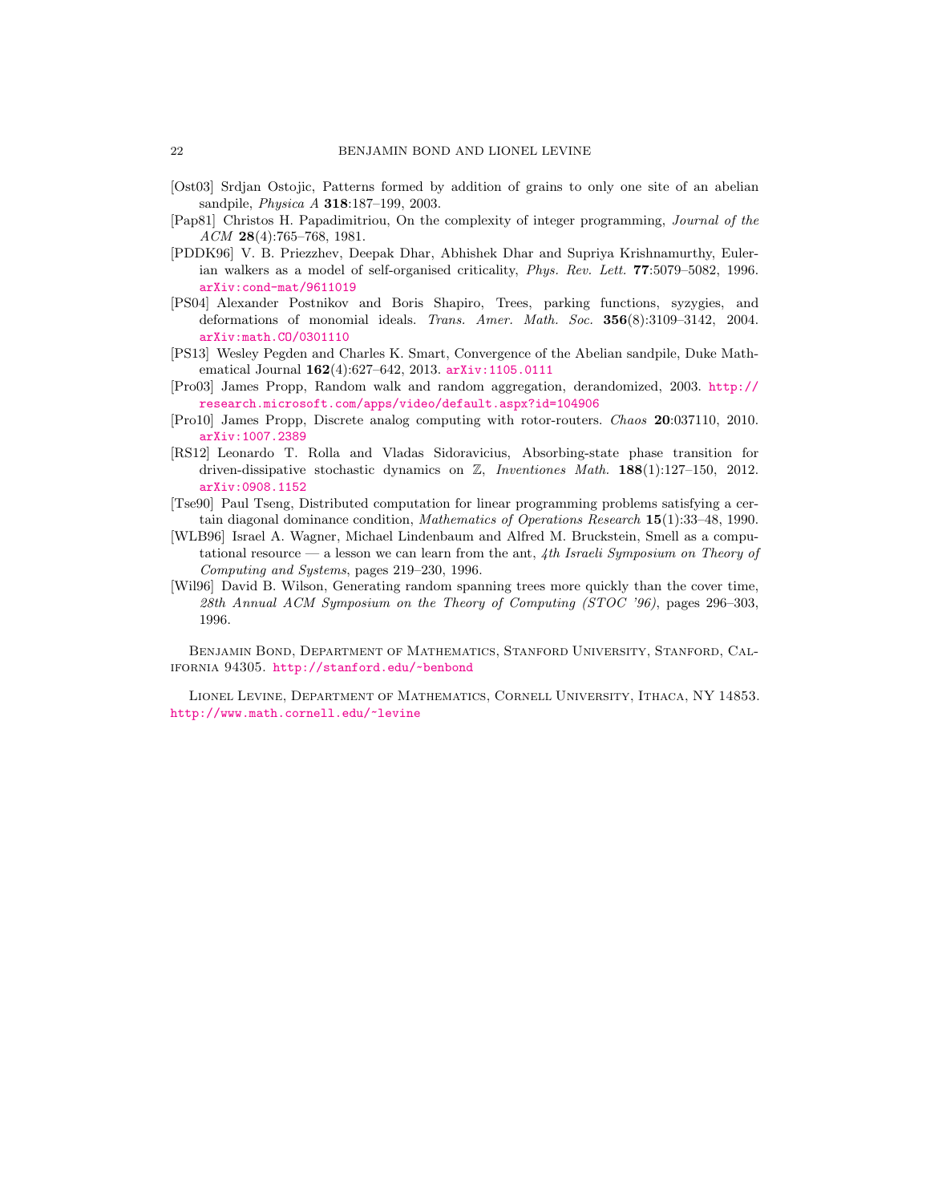[Ost03] Srdjan Ostojic, Patterns formed by addition of grains to only one site of an abelian sandpile, *Physica A* **318**:187–199, 2003.

[Pap81] Christos H. Papadimitriou, On the complexity of integer programming, *Journal of the ACM* **28**(4):765–768, 1981.

[PDDK96] V. B. Priezzhev, Deepak Dhar, Abhishek Dhar and Supriya Krishnamurthy, Eulerian walkers as a model of self-organised criticality, *Phys. Rev. Lett.* **77**:5079–5082, 1996. arXiv:cond-mat/9611019

[PS04] Alexander Postnikov and Boris Shapiro, Trees, parking functions, syzygies, and deformations of monomial ideals. *Trans. Amer. Math. Soc.* **356**(8):3109–3142, 2004. arXiv:math.CO/0301110

[PS13] Wesley Pegden and Charles K. Smart, Convergence of the Abelian sandpile, Duke Mathematical Journal **162**(4):627–642, 2013. arXiv:1105.0111

[Pro03] James Propp, Random walk and random aggregation, derandomized, 2003. http://research.microsoft.com/apps/video/default.aspx?id=104906

[Pro10] James Propp, Discrete analog computing with rotor-routers. *Chaos* **20**:037110, 2010. arXiv:1007.2389

[RS12] Leonardo T. Rolla and Vladas Sidoravicius, Absorbing-state phase transition for driven-dissipative stochastic dynamics on $\mathbb{Z}$, *Inventiones Math.* **188**(1):127–150, 2012. arXiv:0908.1152

[Tse90] Paul Tseng, Distributed computation for linear programming problems satisfying a certain diagonal dominance condition, *Mathematics of Operations Research* **15**(1):33–48, 1990.

[WLB96] Israel A. Wagner, Michael Lindenbaum and Alfred M. Bruckstein, Smell as a computational resource — a lesson we can learn from the ant, *4th Israeli Symposium on Theory of Computing and Systems*, pages 219–230, 1996.

[Wil96] David B. Wilson, Generating random spanning trees more quickly than the cover time, *28th Annual ACM Symposium on the Theory of Computing (STOC '96)*, pages 296–303, 1996.

Benjamin Bond, Department of Mathematics, Stanford University, Stanford, California 94305. http://stanford.edu/~benbond

Lionel Levine, Department of Mathematics, Cornell University, Ithaca, NY 14853. http://www.math.cornell.edu/~levine